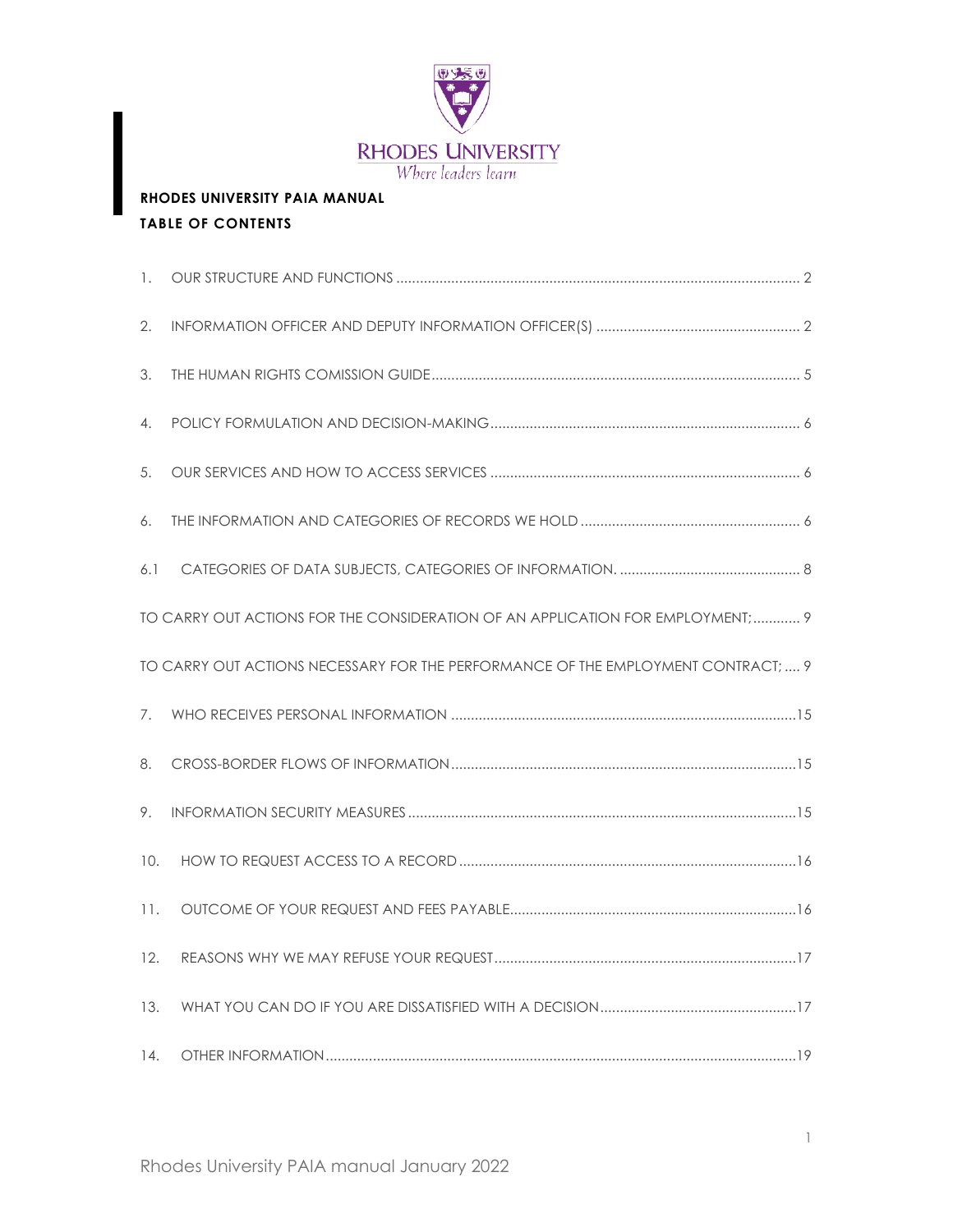RHODES UNIVERSITY

*Where leaders learn*

**RHODES UNIVERSITY PAIA MANUAL**

**TABLE OF CONTENTS**

1. OUR STRUCTURE AND FUNCTIONS ........ 2
2. INFORMATION OFFICER AND DEPUTY INFORMATION OFFICER(S) ........ 2
3. THE HUMAN RIGHTS COMISSION GUIDE ........ 5
4. POLICY FORMULATION AND DECISION-MAKING ........ 6
5. OUR SERVICES AND HOW TO ACCESS SERVICES ........ 6
6. THE INFORMATION AND CATEGORIES OF RECORDS WE HOLD ........ 6

6.1 CATEGORIES OF DATA SUBJECTS, CATEGORIES OF INFORMATION. ........ 8

TO CARRY OUT ACTIONS FOR THE CONSIDERATION OF AN APPLICATION FOR EMPLOYMENT; ........ 9

TO CARRY OUT ACTIONS NECESSARY FOR THE PERFORMANCE OF THE EMPLOYMENT CONTRACT; .... 9

7. WHO RECEIVES PERSONAL INFORMATION ........ 15
8. CROSS-BORDER FLOWS OF INFORMATION ........ 15
9. INFORMATION SECURITY MEASURES ........ 15
10. HOW TO REQUEST ACCESS TO A RECORD ........ 16
11. OUTCOME OF YOUR REQUEST AND FEES PAYABLE ........ 16
12. REASONS WHY WE MAY REFUSE YOUR REQUEST ........ 17
13. WHAT YOU CAN DO IF YOU ARE DISSATISFIED WITH A DECISION ........ 17
14. OTHER INFORMATION ........ 19

Rhodes University PAIA manual January 2022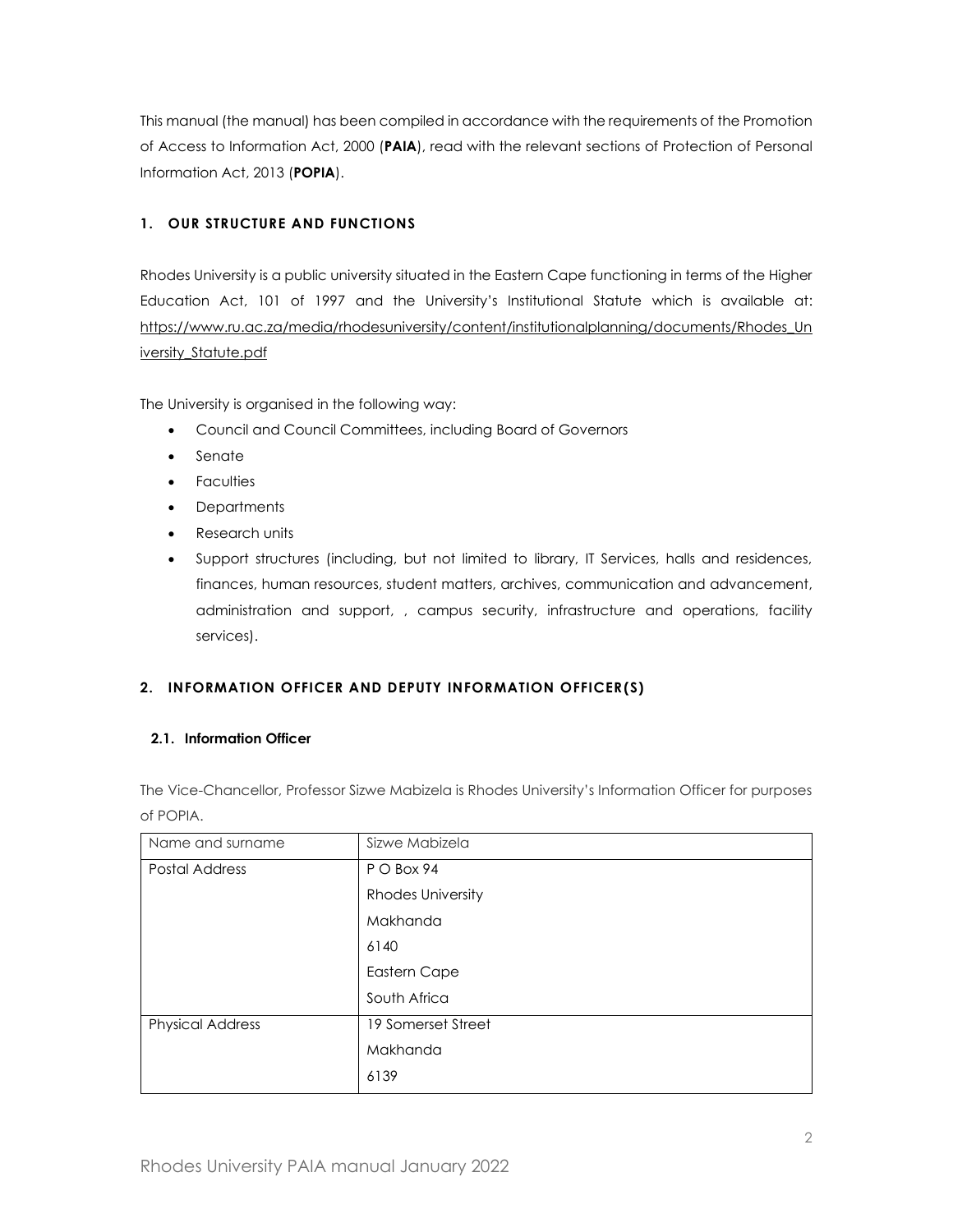This manual (the manual) has been compiled in accordance with the requirements of the Promotion of Access to Information Act, 2000 (**PAIA**), read with the relevant sections of Protection of Personal Information Act, 2013 (**POPIA**).

## 1. OUR STRUCTURE AND FUNCTIONS

Rhodes University is a public university situated in the Eastern Cape functioning in terms of the Higher Education Act, 101 of 1997 and the University's Institutional Statute which is available at: https://www.ru.ac.za/media/rhodesuniversity/content/institutionalplanning/documents/Rhodes_University_Statute.pdf

The University is organised in the following way:

- Council and Council Committees, including Board of Governors
- Senate
- Faculties
- Departments
- Research units
- Support structures (including, but not limited to library, IT Services, halls and residences, finances, human resources, student matters, archives, communication and advancement, administration and support, , campus security, infrastructure and operations, facility services).

## 2. INFORMATION OFFICER AND DEPUTY INFORMATION OFFICER(S)

### 2.1. Information Officer

The Vice-Chancellor, Professor Sizwe Mabizela is Rhodes University's Information Officer for purposes of POPIA.

| Name and surname | Sizwe Mabizela |
|---|---|
| Postal Address | P O Box 94<br>Rhodes University<br>Makhanda<br>6140<br>Eastern Cape<br>South Africa |
| Physical Address | 19 Somerset Street<br>Makhanda<br>6139 |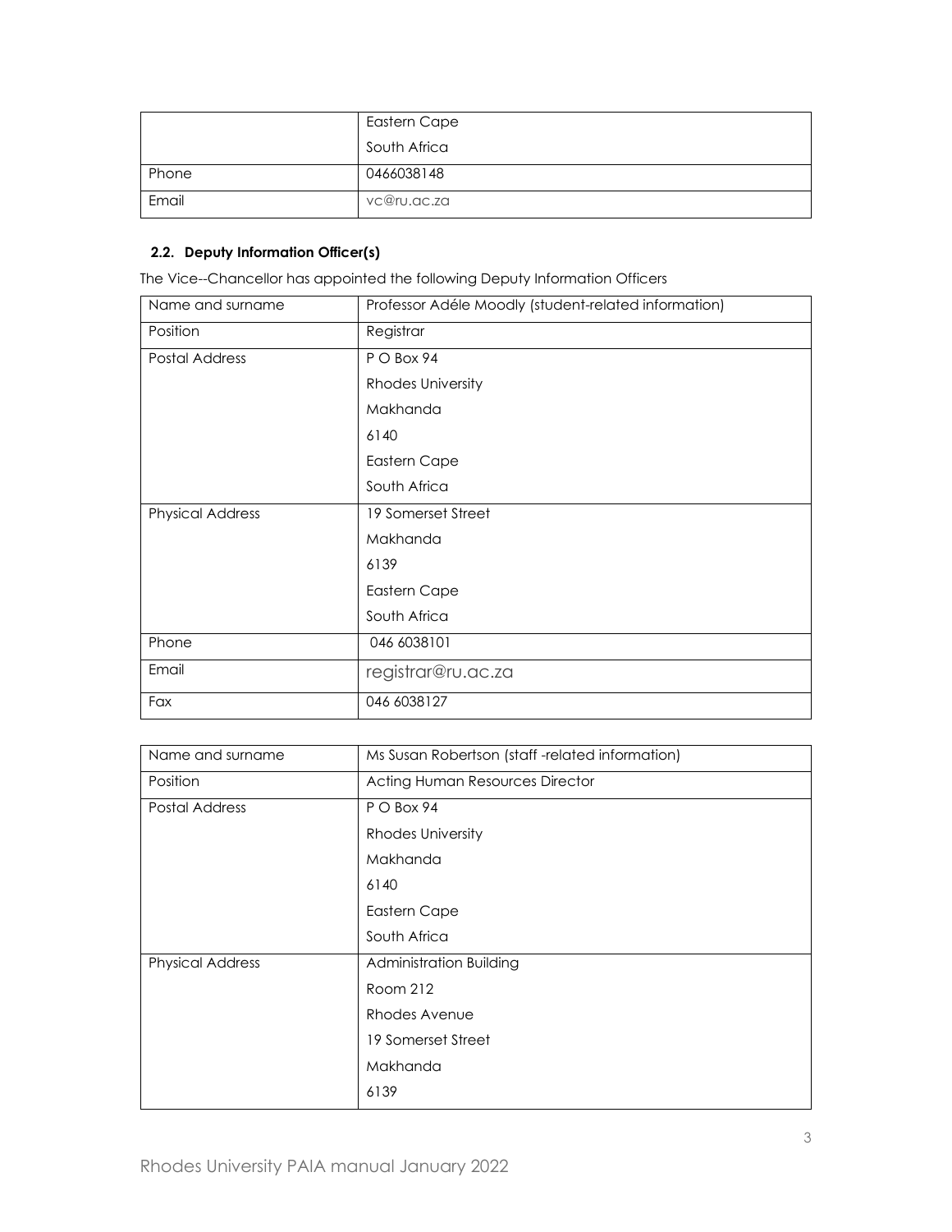| | |
|---|---|
| | Eastern Cape<br>South Africa |
| Phone | 0466038148 |
| Email | vc@ru.ac.za |

### 2.2. Deputy Information Officer(s)

The Vice--Chancellor has appointed the following Deputy Information Officers

| Name and surname | Professor Adéle Moodly (student-related information) |
|---|---|
| Position | Registrar |
| Postal Address | P O Box 94<br>Rhodes University<br>Makhanda<br>6140<br>Eastern Cape<br>South Africa |
| Physical Address | 19 Somerset Street<br>Makhanda<br>6139<br>Eastern Cape<br>South Africa |
| Phone | 046 6038101 |
| Email | registrar@ru.ac.za |
| Fax | 046 6038127 |

| Name and surname | Ms Susan Robertson (staff -related information) |
|---|---|
| Position | Acting Human Resources Director |
| Postal Address | P O Box 94<br>Rhodes University<br>Makhanda<br>6140<br>Eastern Cape<br>South Africa |
| Physical Address | Administration Building<br>Room 212<br>Rhodes Avenue<br>19 Somerset Street<br>Makhanda<br>6139 |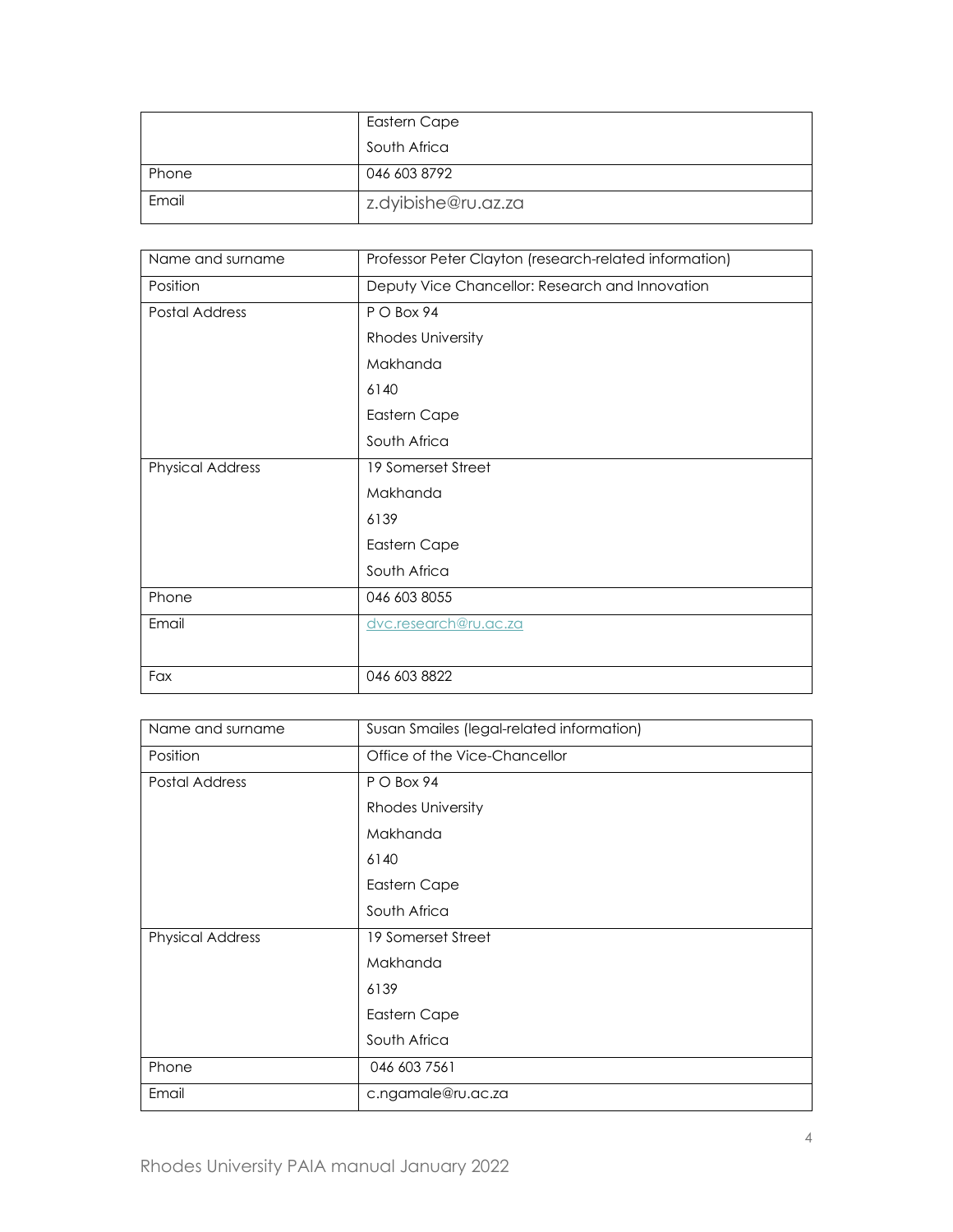| | |
|---|---|
| | Eastern Cape<br>South Africa |
| Phone | 046 603 8792 |
| Email | z.dyibishe@ru.az.za |

| | |
|---|---|
| Name and surname | Professor Peter Clayton (research-related information) |
| Position | Deputy Vice Chancellor: Research and Innovation |
| Postal Address | P O Box 94<br>Rhodes University<br>Makhanda<br>6140<br>Eastern Cape<br>South Africa |
| Physical Address | 19 Somerset Street<br>Makhanda<br>6139<br>Eastern Cape<br>South Africa |
| Phone | 046 603 8055 |
| Email | dvc.research@ru.ac.za |
| Fax | 046 603 8822 |

| | |
|---|---|
| Name and surname | Susan Smailes (legal-related information) |
| Position | Office of the Vice-Chancellor |
| Postal Address | P O Box 94<br>Rhodes University<br>Makhanda<br>6140<br>Eastern Cape<br>South Africa |
| Physical Address | 19 Somerset Street<br>Makhanda<br>6139<br>Eastern Cape<br>South Africa |
| Phone | 046 603 7561 |
| Email | c.ngamale@ru.ac.za |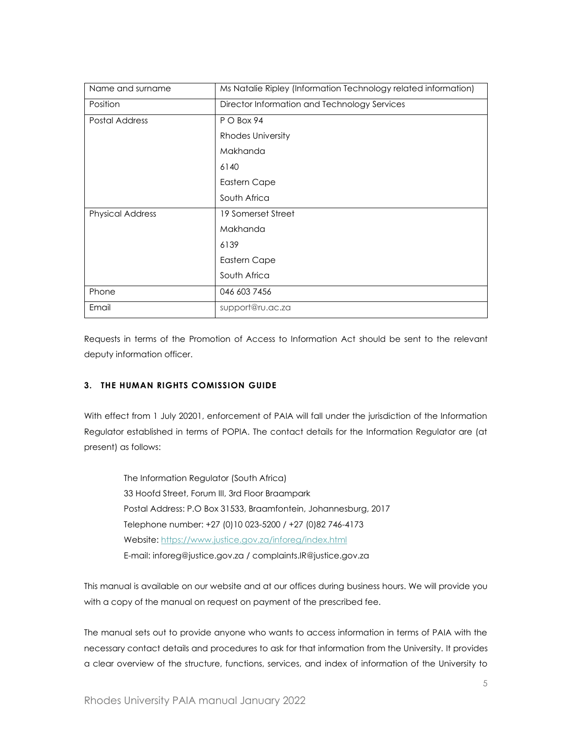| Name and surname | Ms Natalie Ripley (Information Technology related information) |
| --- | --- |
| Position | Director Information and Technology Services |
| Postal Address | P O Box 94<br>Rhodes University<br>Makhanda<br>6140<br>Eastern Cape<br>South Africa |
| Physical Address | 19 Somerset Street<br>Makhanda<br>6139<br>Eastern Cape<br>South Africa |
| Phone | 046 603 7456 |
| Email | support@ru.ac.za |

Requests in terms of the Promotion of Access to Information Act should be sent to the relevant deputy information officer.

### 3. THE HUMAN RIGHTS COMISSION GUIDE

With effect from 1 July 20201, enforcement of PAIA will fall under the jurisdiction of the Information Regulator established in terms of POPIA. The contact details for the Information Regulator are (at present) as follows:

> The Information Regulator (South Africa)
> 33 Hoofd Street, Forum III, 3rd Floor Braampark
> Postal Address: P.O Box 31533, Braamfontein, Johannesburg, 2017
> Telephone number: +27 (0)10 023-5200 / +27 (0)82 746-4173
> Website: https://www.justice.gov.za/inforeg/index.html
> E-mail: inforeg@justice.gov.za / complaints.IR@justice.gov.za

This manual is available on our website and at our offices during business hours. We will provide you with a copy of the manual on request on payment of the prescribed fee.

The manual sets out to provide anyone who wants to access information in terms of PAIA with the necessary contact details and procedures to ask for that information from the University. It provides a clear overview of the structure, functions, services, and index of information of the University to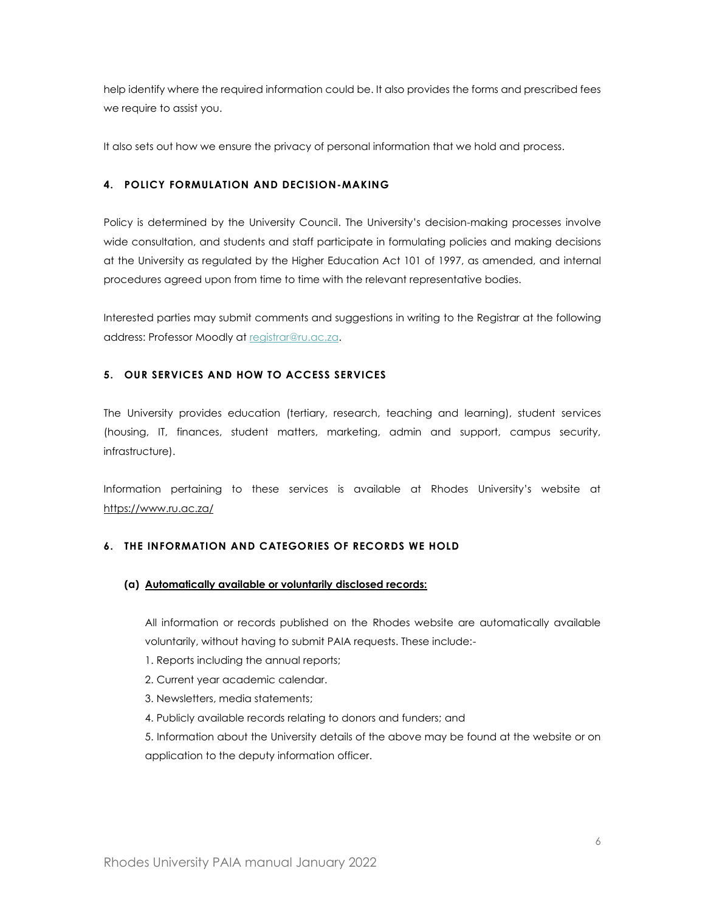help identify where the required information could be. It also provides the forms and prescribed fees we require to assist you.

It also sets out how we ensure the privacy of personal information that we hold and process.

#### 4. POLICY FORMULATION AND DECISION-MAKING

Policy is determined by the University Council. The University's decision-making processes involve wide consultation, and students and staff participate in formulating policies and making decisions at the University as regulated by the Higher Education Act 101 of 1997, as amended, and internal procedures agreed upon from time to time with the relevant representative bodies.

Interested parties may submit comments and suggestions in writing to the Registrar at the following address: Professor Moodly at registrar@ru.ac.za.

#### 5. OUR SERVICES AND HOW TO ACCESS SERVICES

The University provides education (tertiary, research, teaching and learning), student services (housing, IT, finances, student matters, marketing, admin and support, campus security, infrastructure).

Information pertaining to these services is available at Rhodes University's website at https://www.ru.ac.za/

#### 6. THE INFORMATION AND CATEGORIES OF RECORDS WE HOLD

**(a) Automatically available or voluntarily disclosed records:**

All information or records published on the Rhodes website are automatically available voluntarily, without having to submit PAIA requests. These include:-

1. Reports including the annual reports;
2. Current year academic calendar.
3. Newsletters, media statements;
4. Publicly available records relating to donors and funders; and
5. Information about the University details of the above may be found at the website or on application to the deputy information officer.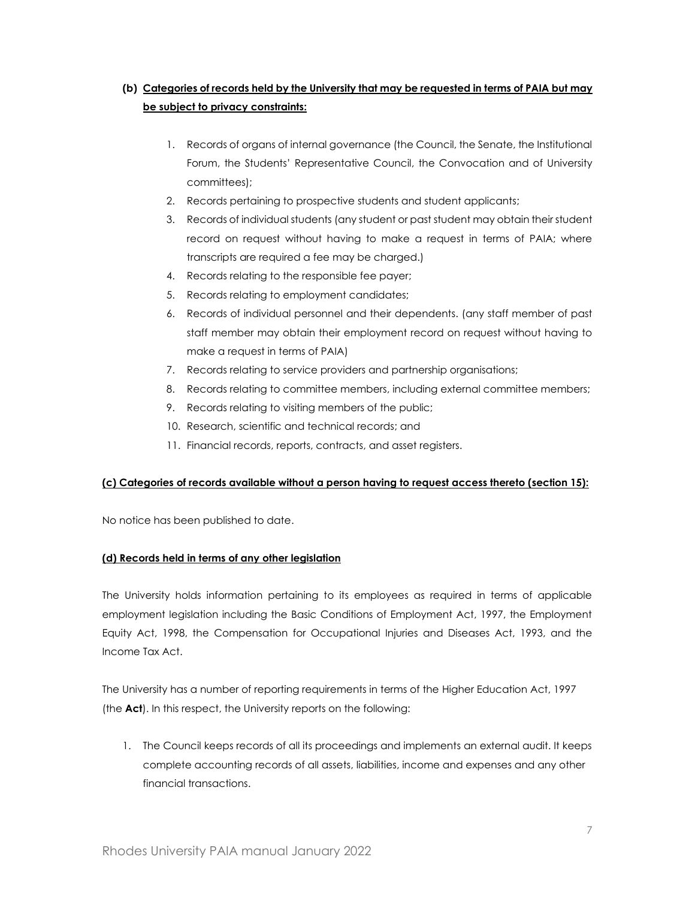**(b) Categories of records held by the University that may be requested in terms of PAIA but may be subject to privacy constraints:**

1. Records of organs of internal governance (the Council, the Senate, the Institutional Forum, the Students' Representative Council, the Convocation and of University committees);
2. Records pertaining to prospective students and student applicants;
3. Records of individual students (any student or past student may obtain their student record on request without having to make a request in terms of PAIA; where transcripts are required a fee may be charged.)
4. Records relating to the responsible fee payer;
5. Records relating to employment candidates;
6. Records of individual personnel and their dependents. (any staff member of past staff member may obtain their employment record on request without having to make a request in terms of PAIA)
7. Records relating to service providers and partnership organisations;
8. Records relating to committee members, including external committee members;
9. Records relating to visiting members of the public;
10. Research, scientific and technical records; and
11. Financial records, reports, contracts, and asset registers.

**(c) Categories of records available without a person having to request access thereto (section 15):**

No notice has been published to date.

**(d) Records held in terms of any other legislation**

The University holds information pertaining to its employees as required in terms of applicable employment legislation including the Basic Conditions of Employment Act, 1997, the Employment Equity Act, 1998, the Compensation for Occupational Injuries and Diseases Act, 1993, and the Income Tax Act.

The University has a number of reporting requirements in terms of the Higher Education Act, 1997 (the **Act**). In this respect, the University reports on the following:

1. The Council keeps records of all its proceedings and implements an external audit. It keeps complete accounting records of all assets, liabilities, income and expenses and any other financial transactions.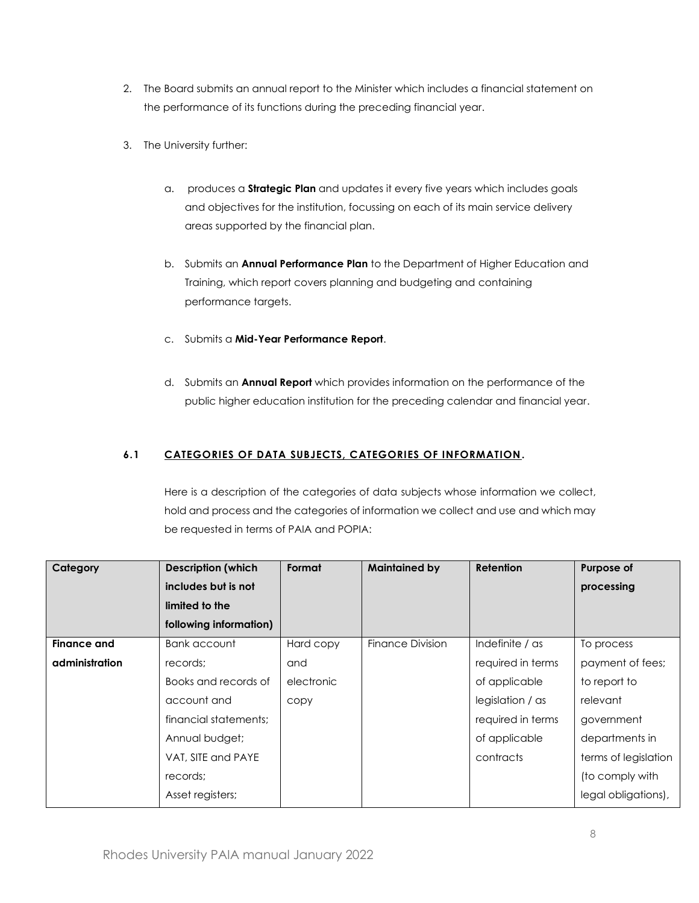2. The Board submits an annual report to the Minister which includes a financial statement on the performance of its functions during the preceding financial year.

3. The University further:

   a. produces a **Strategic Plan** and updates it every five years which includes goals and objectives for the institution, focussing on each of its main service delivery areas supported by the financial plan.

   b. Submits an **Annual Performance Plan** to the Department of Higher Education and Training, which report covers planning and budgeting and containing performance targets.

   c. Submits a **Mid-Year Performance Report**.

   d. Submits an **Annual Report** which provides information on the performance of the public higher education institution for the preceding calendar and financial year.

### 6.1 CATEGORIES OF DATA SUBJECTS, CATEGORIES OF INFORMATION.

Here is a description of the categories of data subjects whose information we collect, hold and process and the categories of information we collect and use and which may be requested in terms of PAIA and POPIA:

| Category | Description (which includes but is not limited to the following information) | Format | Maintained by | Retention | Purpose of processing |
|---|---|---|---|---|---|
| **Finance and administration** | Bank account records;<br>Books and records of account and financial statements;<br>Annual budget;<br>VAT, SITE and PAYE records;<br>Asset registers; | Hard copy and electronic copy | Finance Division | Indefinite / as required in terms of applicable legislation / as required in terms of applicable contracts | To process payment of fees; to report to relevant government departments in terms of legislation (to comply with legal obligations), |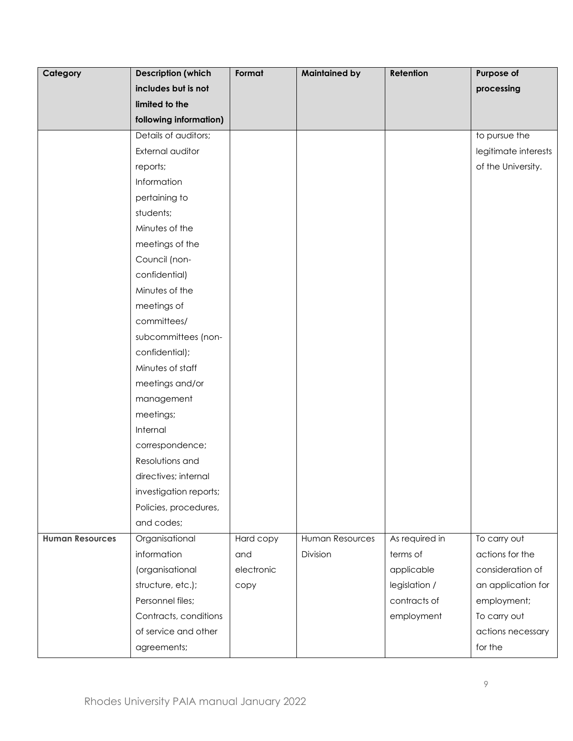| Category | Description (which includes but is not limited to the following information) | Format | Maintained by | Retention | Purpose of processing |
|---|---|---|---|---|---|
| | Details of auditors; External auditor reports; Information pertaining to students; Minutes of the meetings of the Council (non-confidential) Minutes of the meetings of committees/ subcommittees (non-confidential); Minutes of staff meetings and/or management meetings; Internal correspondence; Resolutions and directives; internal investigation reports; Policies, procedures, and codes; | | | | to pursue the legitimate interests of the University. |
| **Human Resources** | Organisational information (organisational structure, etc.); Personnel files; Contracts, conditions of service and other agreements; | Hard copy and electronic copy | Human Resources Division | As required in terms of applicable legislation / contracts of employment | To carry out actions for the consideration of an application for employment; To carry out actions necessary for the |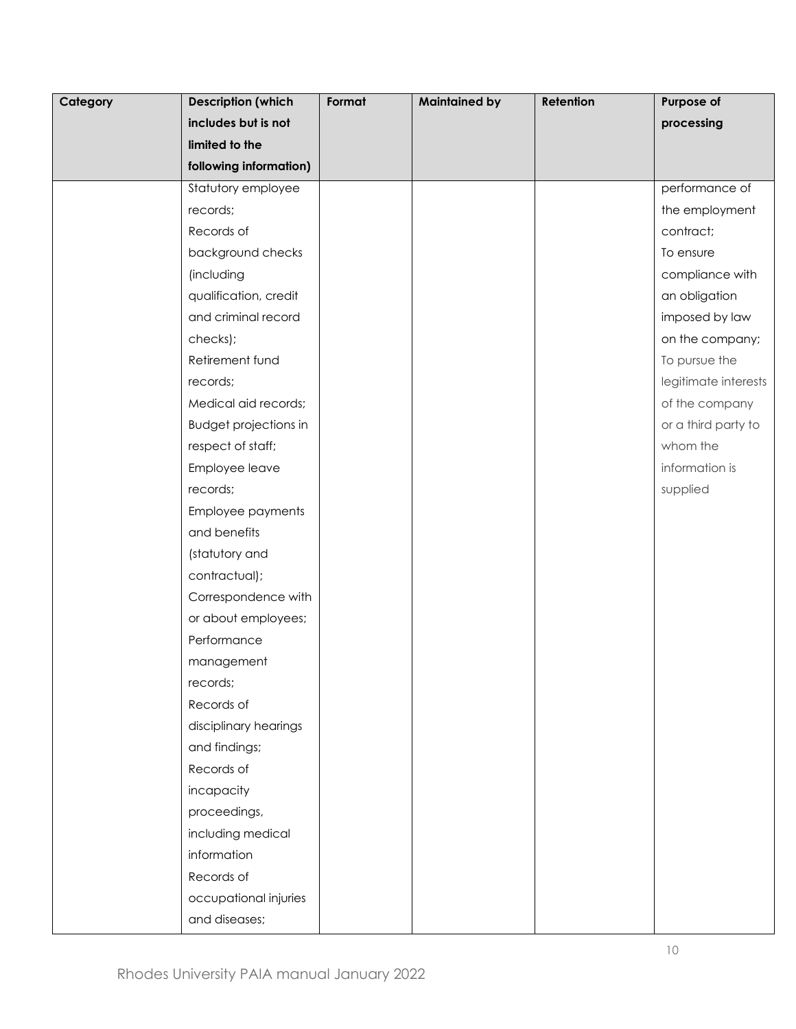| Category | Description (which includes but is not limited to the following information) | Format | Maintained by | Retention | Purpose of processing |
|---|---|---|---|---|---|
| | Statutory employee records;<br>Records of background checks (including qualification, credit and criminal record checks);<br>Retirement fund records;<br>Medical aid records;<br>Budget projections in respect of staff;<br>Employee leave records;<br>Employee payments and benefits (statutory and contractual);<br>Correspondence with or about employees;<br>Performance management records;<br>Records of disciplinary hearings and findings;<br>Records of incapacity proceedings, including medical information<br>Records of occupational injuries and diseases; | | | | performance of the employment contract;<br>To ensure compliance with an obligation imposed by law on the company;<br>To pursue the legitimate interests of the company or a third party to whom the information is supplied |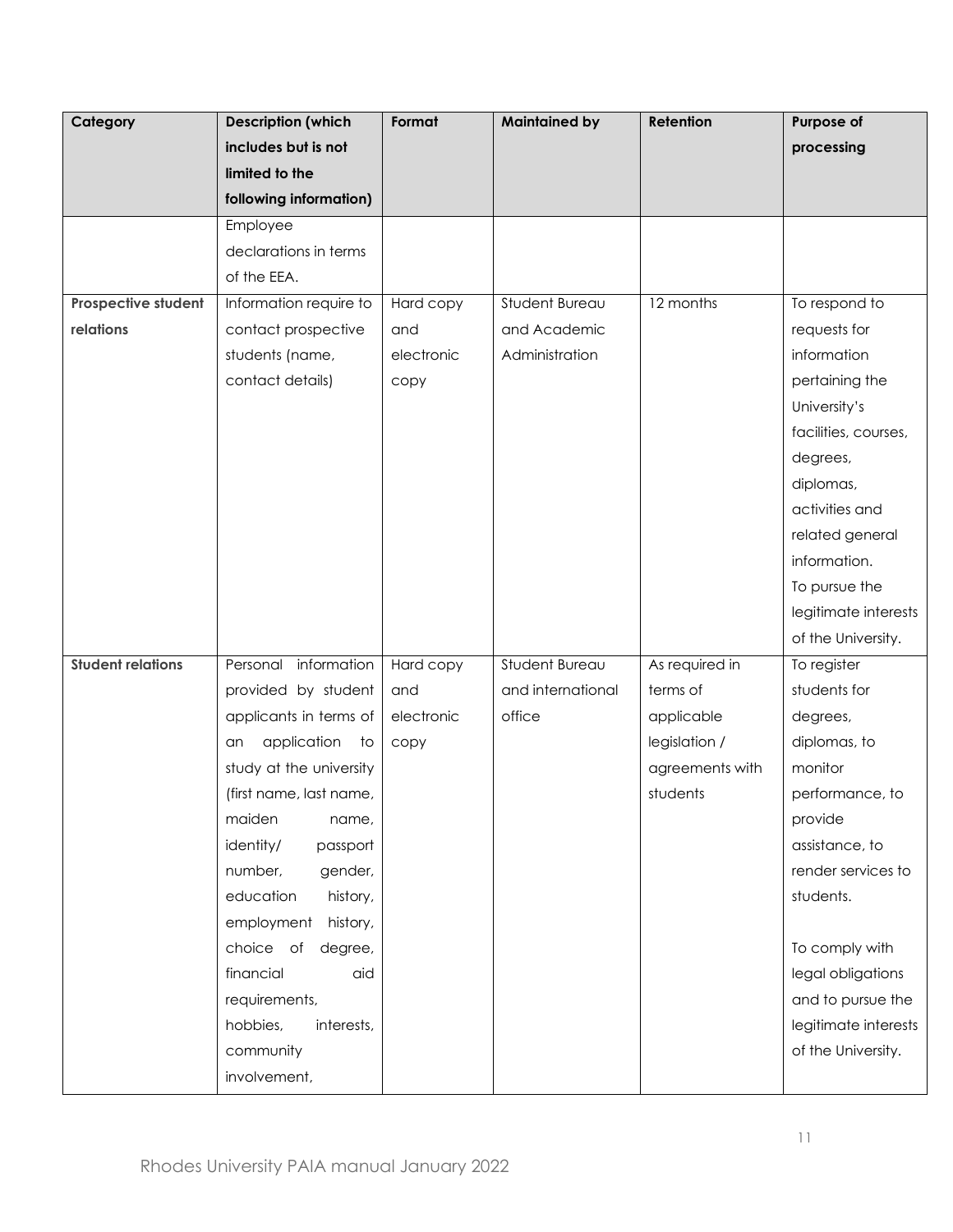| Category | Description (which includes but is not limited to the following information) | Format | Maintained by | Retention | Purpose of processing |
|---|---|---|---|---|---|
| | Employee declarations in terms of the EEA. | | | | |
| **Prospective student relations** | Information require to contact prospective students (name, contact details) | Hard copy and electronic copy | Student Bureau and Academic Administration | 12 months | To respond to requests for information pertaining the University's facilities, courses, degrees, diplomas, activities and related general information. To pursue the legitimate interests of the University. |
| **Student relations** | Personal information provided by student applicants in terms of an application to study at the university (first name, last name, maiden name, identity/ passport number, gender, education history, employment history, choice of degree, financial aid requirements, hobbies, interests, community involvement, | Hard copy and electronic copy | Student Bureau and international office | As required in terms of applicable legislation / agreements with students | To register students for degrees, diplomas, to monitor performance, to provide assistance, to render services to students.<br><br>To comply with legal obligations and to pursue the legitimate interests of the University. |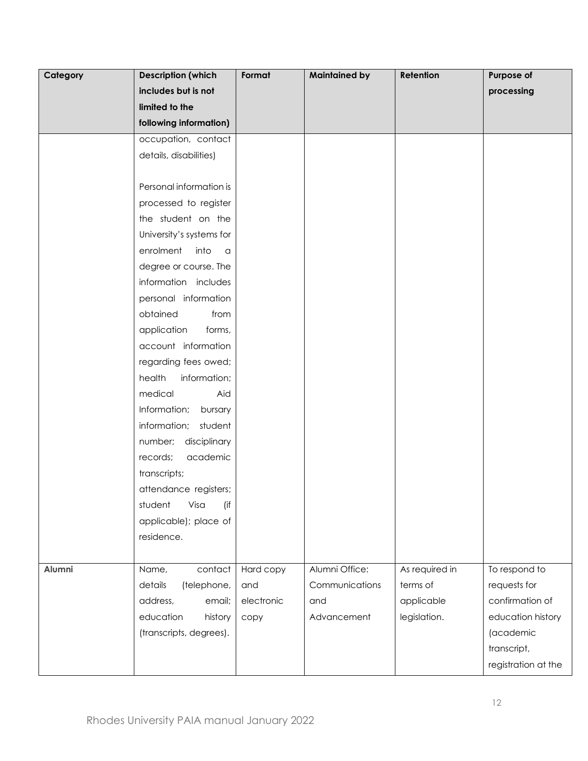| Category | Description (which includes but is not limited to the following information) | Format | Maintained by | Retention | Purpose of processing |
|---|---|---|---|---|---|
| | occupation, contact details, disabilities)<br><br>Personal information is processed to register the student on the University's systems for enrolment into a degree or course. The information includes personal information obtained from application forms, account information regarding fees owed; health information; medical Aid Information; bursary information; student number; disciplinary records; academic transcripts; attendance registers; student Visa (if applicable); place of residence. | | | | |
| **Alumni** | Name, contact details (telephone, address, email; education history (transcripts, degrees). | Hard copy and electronic copy | Alumni Office: Communications and Advancement | As required in terms of applicable legislation. | To respond to requests for confirmation of education history (academic transcript, registration at the |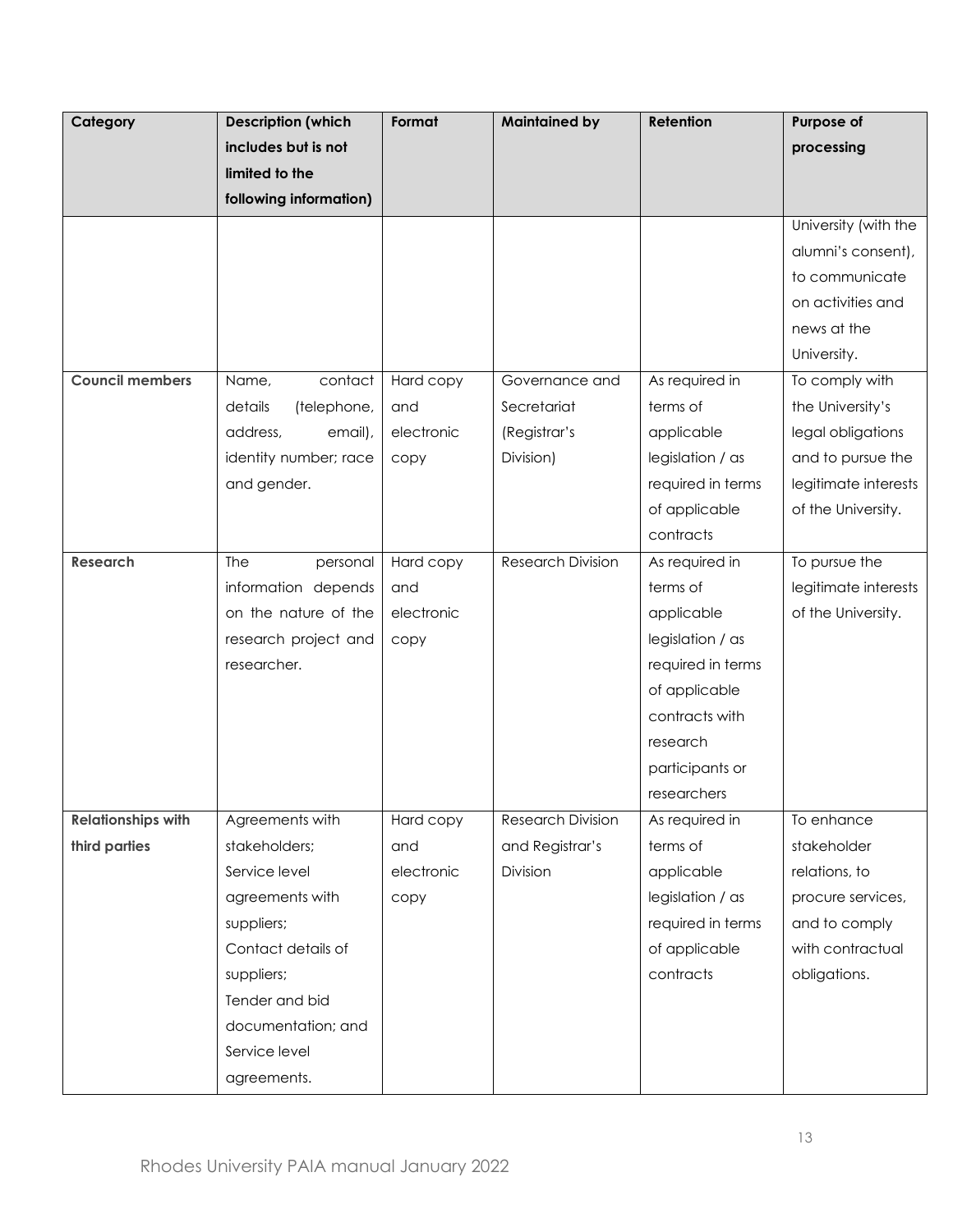| Category | Description (which includes but is not limited to the following information) | Format | Maintained by | Retention | Purpose of processing |
| --- | --- | --- | --- | --- | --- |
| | | | | | University (with the alumni's consent), to communicate on activities and news at the University. |
| **Council members** | Name, contact details (telephone, address, email), identity number; race and gender. | Hard copy and electronic copy | Governance and Secretariat (Registrar's Division) | As required in terms of applicable legislation / as required in terms of applicable contracts | To comply with the University's legal obligations and to pursue the legitimate interests of the University. |
| **Research** | The personal information depends on the nature of the research project and researcher. | Hard copy and electronic copy | Research Division | As required in terms of applicable legislation / as required in terms of applicable contracts with research participants or researchers | To pursue the legitimate interests of the University. |
| **Relationships with third parties** | Agreements with stakeholders; Service level agreements with suppliers; Contact details of suppliers; Tender and bid documentation; and Service level agreements. | Hard copy and electronic copy | Research Division and Registrar's Division | As required in terms of applicable legislation / as required in terms of applicable contracts | To enhance stakeholder relations, to procure services, and to comply with contractual obligations. |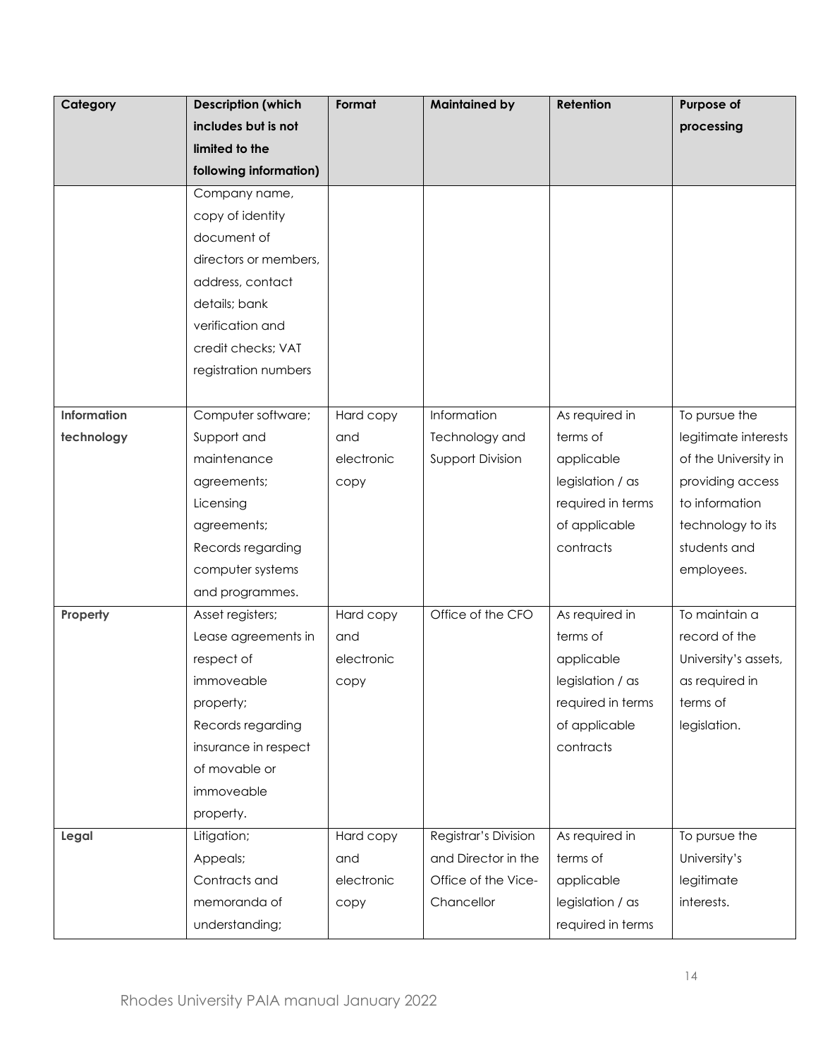| Category | Description (which includes but is not limited to the following information) | Format | Maintained by | Retention | Purpose of processing |
| --- | --- | --- | --- | --- | --- |
| | Company name, copy of identity document of directors or members, address, contact details; bank verification and credit checks; VAT registration numbers | | | | |
| **Information technology** | Computer software; Support and maintenance agreements; Licensing agreements; Records regarding computer systems and programmes. | Hard copy and electronic copy | Information Technology and Support Division | As required in terms of applicable legislation / as required in terms of applicable contracts | To pursue the legitimate interests of the University in providing access to information technology to its students and employees. |
| **Property** | Asset registers; Lease agreements in respect of immoveable property; Records regarding insurance in respect of movable or immoveable property. | Hard copy and electronic copy | Office of the CFO | As required in terms of applicable legislation / as required in terms of applicable contracts | To maintain a record of the University's assets, as required in terms of legislation. |
| **Legal** | Litigation; Appeals; Contracts and memoranda of understanding; | Hard copy and electronic copy | Registrar's Division and Director in the Office of the Vice-Chancellor | As required in terms of applicable legislation / as required in terms | To pursue the University's legitimate interests. |

Rhodes University PAIA manual January 2022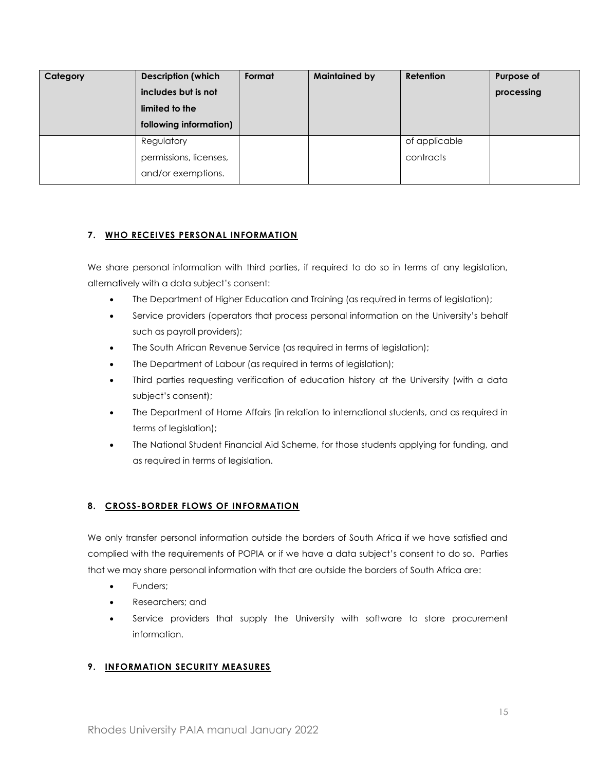| Category | Description (which includes but is not limited to the following information) | Format | Maintained by | Retention | Purpose of processing |
|---|---|---|---|---|---|
| | Regulatory permissions, licenses, and/or exemptions. | | | of applicable contracts | |

## 7. WHO RECEIVES PERSONAL INFORMATION

We share personal information with third parties, if required to do so in terms of any legislation, alternatively with a data subject's consent:

- The Department of Higher Education and Training (as required in terms of legislation);
- Service providers (operators that process personal information on the University's behalf such as payroll providers);
- The South African Revenue Service (as required in terms of legislation);
- The Department of Labour (as required in terms of legislation);
- Third parties requesting verification of education history at the University (with a data subject's consent);
- The Department of Home Affairs (in relation to international students, and as required in terms of legislation);
- The National Student Financial Aid Scheme, for those students applying for funding, and as required in terms of legislation.

## 8. CROSS-BORDER FLOWS OF INFORMATION

We only transfer personal information outside the borders of South Africa if we have satisfied and complied with the requirements of POPIA or if we have a data subject's consent to do so. Parties that we may share personal information with that are outside the borders of South Africa are:

- Funders;
- Researchers; and
- Service providers that supply the University with software to store procurement information.

## 9. INFORMATION SECURITY MEASURES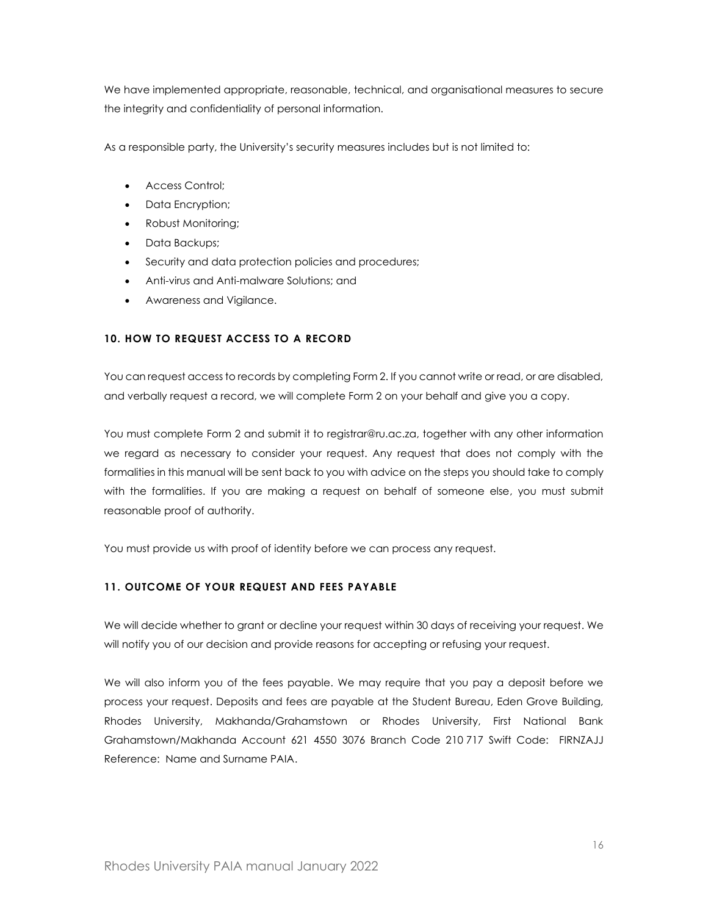We have implemented appropriate, reasonable, technical, and organisational measures to secure the integrity and confidentiality of personal information.

As a responsible party, the University's security measures includes but is not limited to:

- Access Control;
- Data Encryption;
- Robust Monitoring;
- Data Backups;
- Security and data protection policies and procedures;
- Anti-virus and Anti-malware Solutions; and
- Awareness and Vigilance.

## 10. HOW TO REQUEST ACCESS TO A RECORD

You can request access to records by completing Form 2. If you cannot write or read, or are disabled, and verbally request a record, we will complete Form 2 on your behalf and give you a copy.

You must complete Form 2 and submit it to registrar@ru.ac.za, together with any other information we regard as necessary to consider your request. Any request that does not comply with the formalities in this manual will be sent back to you with advice on the steps you should take to comply with the formalities. If you are making a request on behalf of someone else, you must submit reasonable proof of authority.

You must provide us with proof of identity before we can process any request.

## 11. OUTCOME OF YOUR REQUEST AND FEES PAYABLE

We will decide whether to grant or decline your request within 30 days of receiving your request. We will notify you of our decision and provide reasons for accepting or refusing your request.

We will also inform you of the fees payable. We may require that you pay a deposit before we process your request. Deposits and fees are payable at the Student Bureau, Eden Grove Building, Rhodes University, Makhanda/Grahamstown or Rhodes University, First National Bank Grahamstown/Makhanda Account 621 4550 3076 Branch Code 210 717 Swift Code: FIRNZAJJ Reference: Name and Surname PAIA.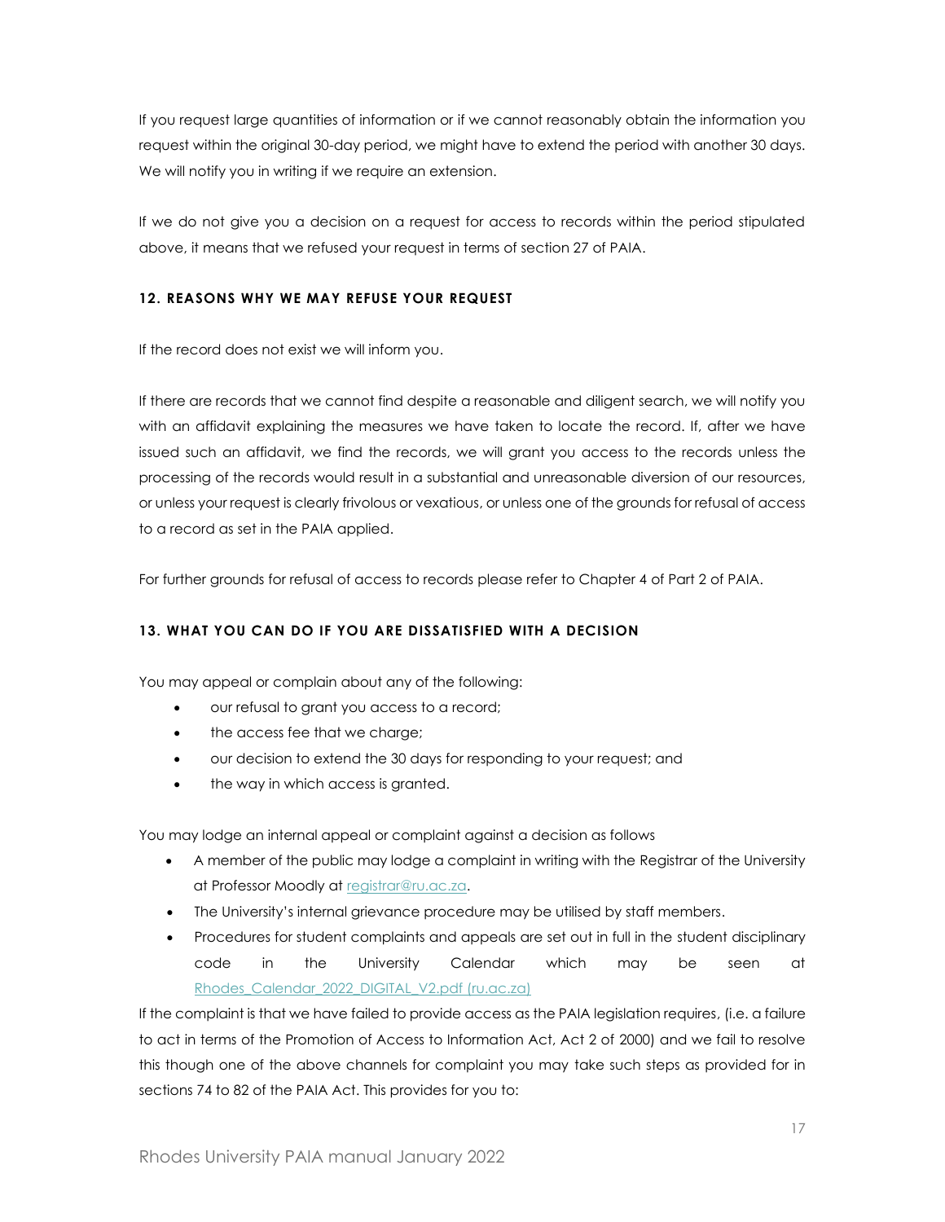If you request large quantities of information or if we cannot reasonably obtain the information you request within the original 30-day period, we might have to extend the period with another 30 days. We will notify you in writing if we require an extension.

If we do not give you a decision on a request for access to records within the period stipulated above, it means that we refused your request in terms of section 27 of PAIA.

### 12. REASONS WHY WE MAY REFUSE YOUR REQUEST

If the record does not exist we will inform you.

If there are records that we cannot find despite a reasonable and diligent search, we will notify you with an affidavit explaining the measures we have taken to locate the record. If, after we have issued such an affidavit, we find the records, we will grant you access to the records unless the processing of the records would result in a substantial and unreasonable diversion of our resources, or unless your request is clearly frivolous or vexatious, or unless one of the grounds for refusal of access to a record as set in the PAIA applied.

For further grounds for refusal of access to records please refer to Chapter 4 of Part 2 of PAIA.

### 13. WHAT YOU CAN DO IF YOU ARE DISSATISFIED WITH A DECISION

You may appeal or complain about any of the following:

- our refusal to grant you access to a record;
- the access fee that we charge;
- our decision to extend the 30 days for responding to your request; and
- the way in which access is granted.

You may lodge an internal appeal or complaint against a decision as follows

- A member of the public may lodge a complaint in writing with the Registrar of the University at Professor Moodly at registrar@ru.ac.za.
- The University's internal grievance procedure may be utilised by staff members.
- Procedures for student complaints and appeals are set out in full in the student disciplinary code in the University Calendar which may be seen at Rhodes_Calendar_2022_DIGITAL_V2.pdf (ru.ac.za)

If the complaint is that we have failed to provide access as the PAIA legislation requires, (i.e. a failure to act in terms of the Promotion of Access to Information Act, Act 2 of 2000) and we fail to resolve this though one of the above channels for complaint you may take such steps as provided for in sections 74 to 82 of the PAIA Act. This provides for you to: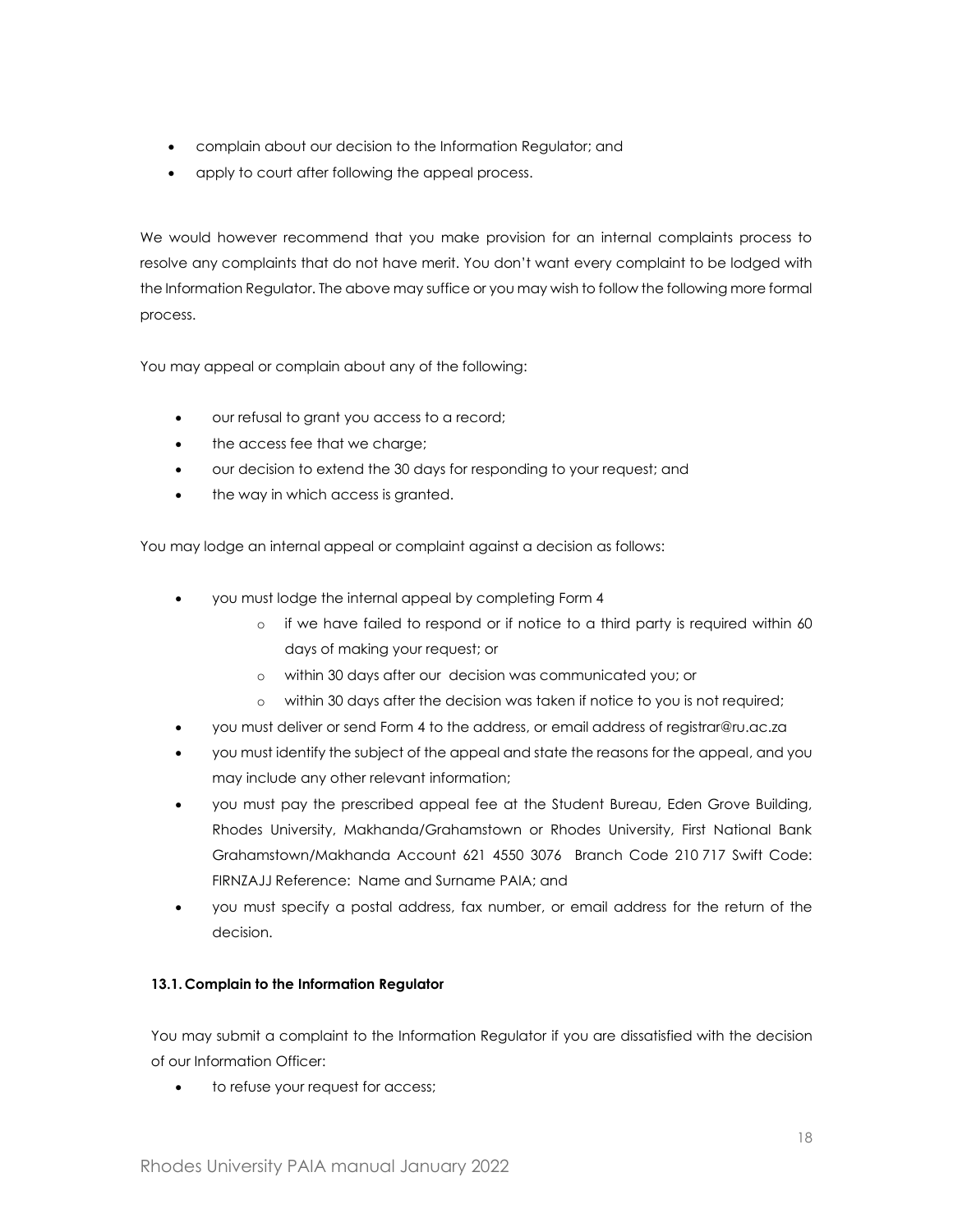- complain about our decision to the Information Regulator; and
- apply to court after following the appeal process.

We would however recommend that you make provision for an internal complaints process to resolve any complaints that do not have merit. You don't want every complaint to be lodged with the Information Regulator. The above may suffice or you may wish to follow the following more formal process.

You may appeal or complain about any of the following:

- our refusal to grant you access to a record;
- the access fee that we charge;
- our decision to extend the 30 days for responding to your request; and
- the way in which access is granted.

You may lodge an internal appeal or complaint against a decision as follows:

- you must lodge the internal appeal by completing Form 4
  - if we have failed to respond or if notice to a third party is required within 60 days of making your request; or
  - within 30 days after our decision was communicated you; or
  - within 30 days after the decision was taken if notice to you is not required;
- you must deliver or send Form 4 to the address, or email address of registrar@ru.ac.za
- you must identify the subject of the appeal and state the reasons for the appeal, and you may include any other relevant information;
- you must pay the prescribed appeal fee at the Student Bureau, Eden Grove Building, Rhodes University, Makhanda/Grahamstown or Rhodes University, First National Bank Grahamstown/Makhanda Account 621 4550 3076 Branch Code 210 717 Swift Code: FIRNZAJJ Reference: Name and Surname PAIA; and
- you must specify a postal address, fax number, or email address for the return of the decision.

#### 13.1. Complain to the Information Regulator

You may submit a complaint to the Information Regulator if you are dissatisfied with the decision of our Information Officer:

- to refuse your request for access;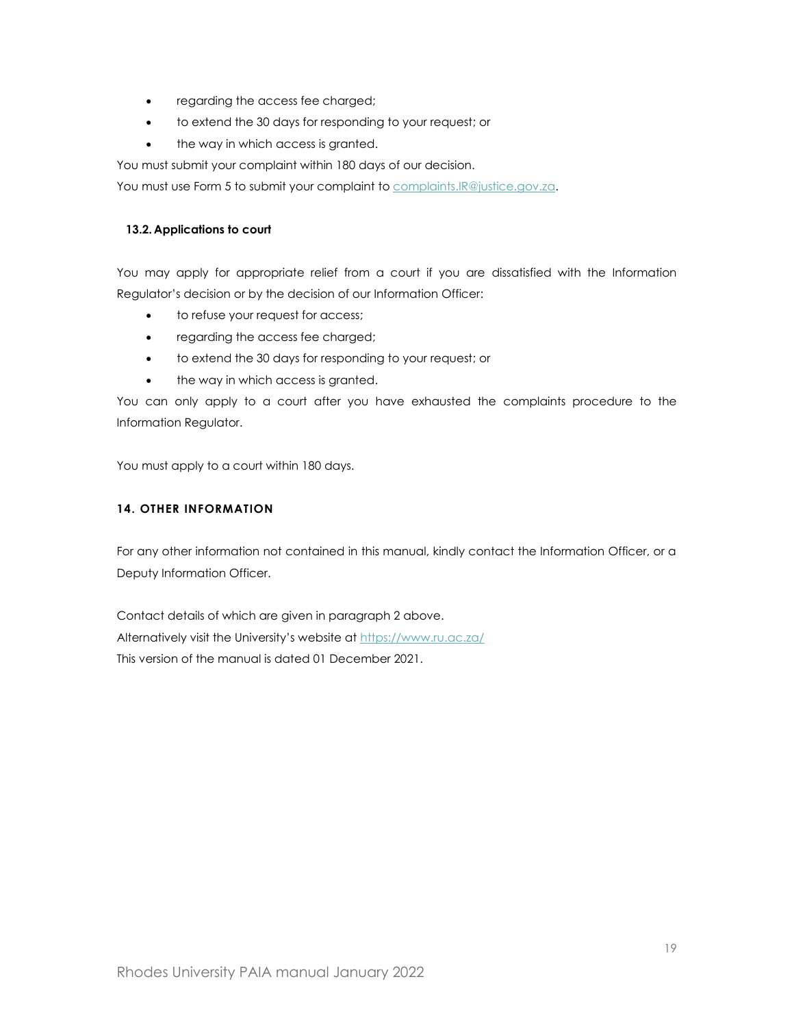- regarding the access fee charged;
- to extend the 30 days for responding to your request; or
- the way in which access is granted.

You must submit your complaint within 180 days of our decision.

You must use Form 5 to submit your complaint to complaints.IR@justice.gov.za.

### 13.2. Applications to court

You may apply for appropriate relief from a court if you are dissatisfied with the Information Regulator's decision or by the decision of our Information Officer:

- to refuse your request for access;
- regarding the access fee charged;
- to extend the 30 days for responding to your request; or
- the way in which access is granted.

You can only apply to a court after you have exhausted the complaints procedure to the Information Regulator.

You must apply to a court within 180 days.

## 14. OTHER INFORMATION

For any other information not contained in this manual, kindly contact the Information Officer, or a Deputy Information Officer.

Contact details of which are given in paragraph 2 above.

Alternatively visit the University's website at https://www.ru.ac.za/

This version of the manual is dated 01 December 2021.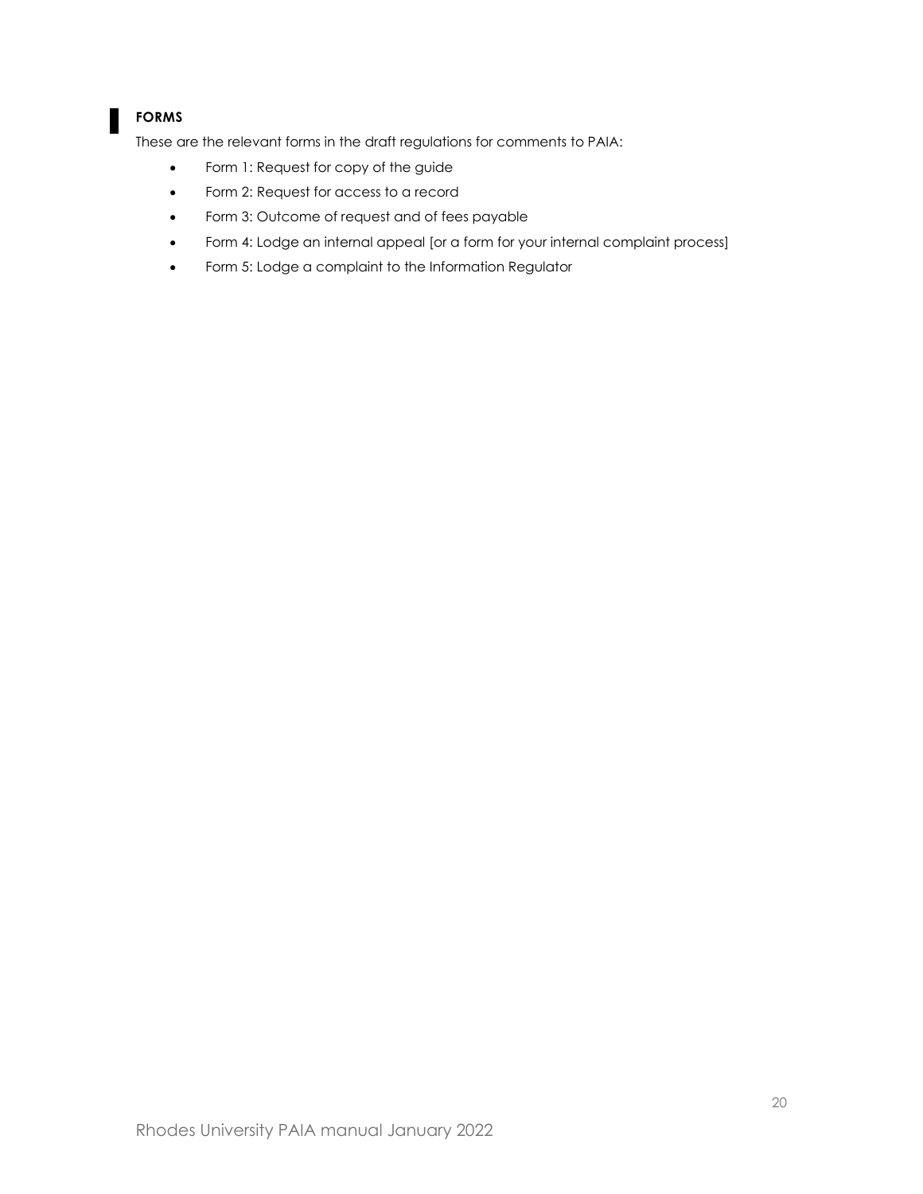## FORMS

These are the relevant forms in the draft regulations for comments to PAIA:

- Form 1: Request for copy of the guide
- Form 2: Request for access to a record
- Form 3: Outcome of request and of fees payable
- Form 4: Lodge an internal appeal [or a form for your internal complaint process]
- Form 5: Lodge a complaint to the Information Regulator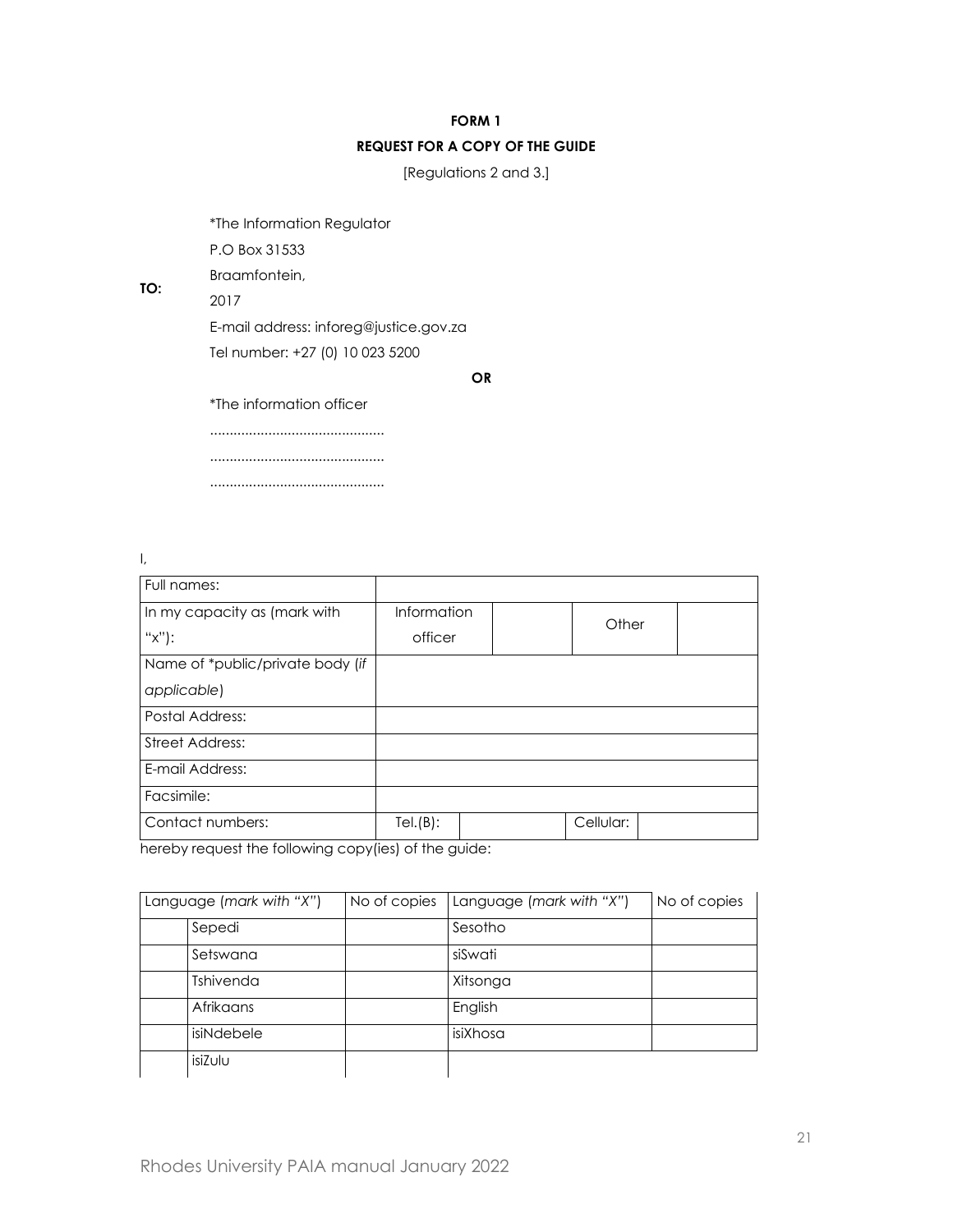**FORM 1**

**REQUEST FOR A COPY OF THE GUIDE**

[Regulations 2 and 3.]

**TO:**

*The Information Regulator
P.O Box 31533
Braamfontein,
2017
E-mail address: inforeg@justice.gov.za
Tel number: +27 (0) 10 023 5200

**OR**

*The information officer
............................................
............................................
............................................

I,

| Full names: | | | | |
|---|---|---|---|---|
| In my capacity as (mark with "x"): | Information officer | | Other | |
| Name of *public/private body (*if applicable*) | | | | |
| Postal Address: | | | | |
| Street Address: | | | | |
| E-mail Address: | | | | |
| Facsimile: | | | | |
| Contact numbers: | Tel.(B): | | Cellular: | |

hereby request the following copy(ies) of the guide:

| Language (*mark with "X"*) | | No of copies | Language (*mark with "X"*) | No of copies |
|---|---|---|---|---|
| | Sepedi | | Sesotho | |
| | Setswana | | siSwati | |
| | Tshivenda | | Xitsonga | |
| | Afrikaans | | English | |
| | isiNdebele | | isiXhosa | |
| | isiZulu | | | |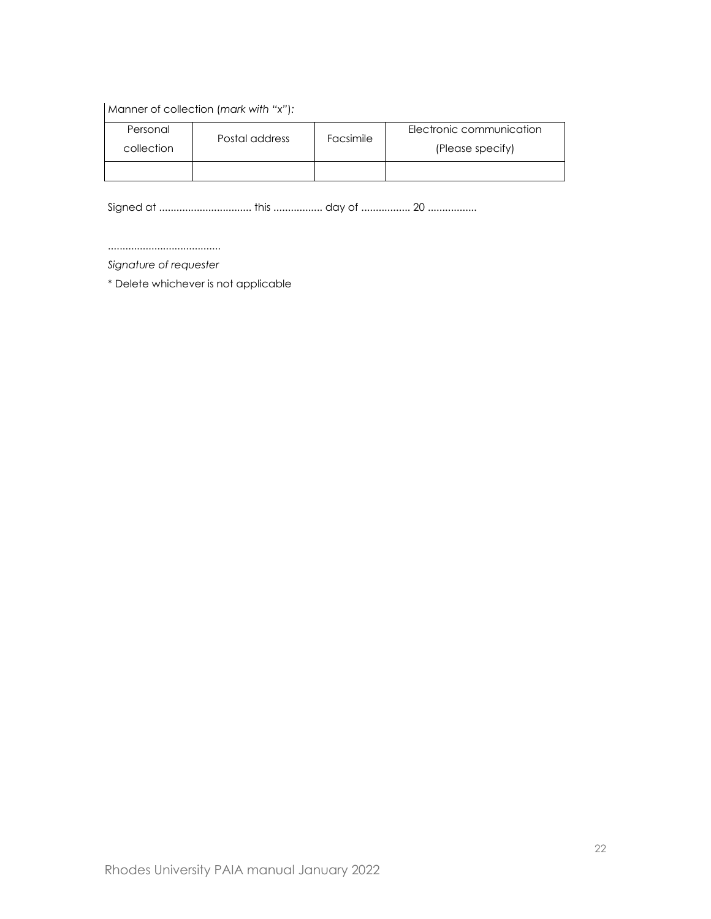Manner of collection (*mark with "x"*):

| Personal collection | Postal address | Facsimile | Electronic communication (Please specify) |
| --- | --- | --- | --- |
| | | | |

Signed at ................................ this ................. day of ................. 20 .................

.......................................

*Signature of requester*

* Delete whichever is not applicable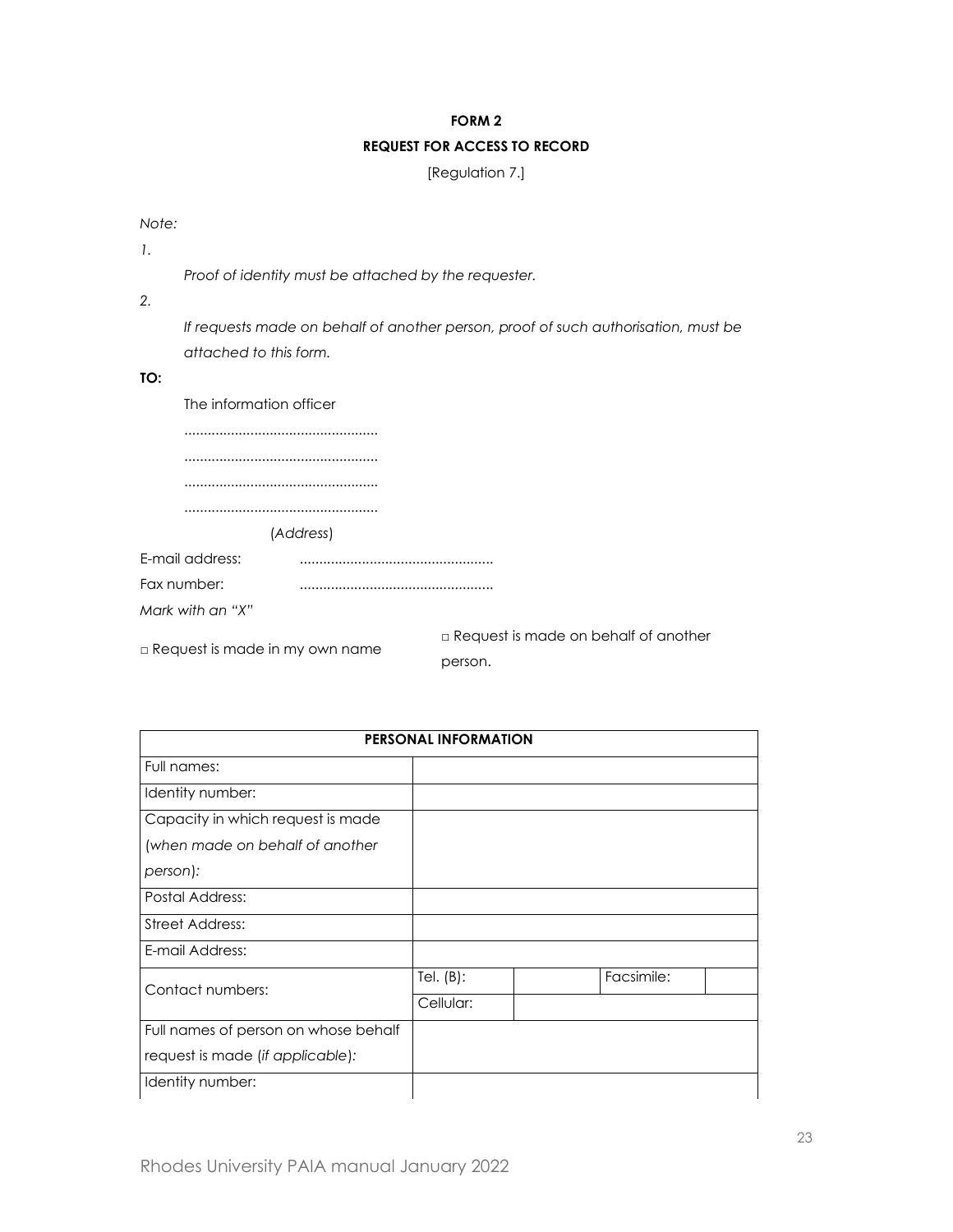**FORM 2**

**REQUEST FOR ACCESS TO RECORD**

[Regulation 7.]

*Note:*

*1.* *Proof of identity must be attached by the requester.*

*2.* *If requests made on behalf of another person, proof of such authorisation, must be attached to this form.*

**TO:**

The information officer

..................................................

..................................................

..................................................

..................................................

(*Address*)

E-mail address: ..................................................

Fax number: ..................................................

*Mark with an "X"*

□ Request is made in my own name

□ Request is made on behalf of another person.

| **PERSONAL INFORMATION** | | | | |
|---|---|---|---|---|
| Full names: | | | | |
| Identity number: | | | | |
| Capacity in which request is made (*when made on behalf of another person*): | | | | |
| Postal Address: | | | | |
| Street Address: | | | | |
| E-mail Address: | | | | |
| Contact numbers: | Tel. (B): | | Facsimile: | |
| | Cellular: | | | |
| Full names of person on whose behalf request is made (*if applicable*): | | | | |
| Identity number: | | | | |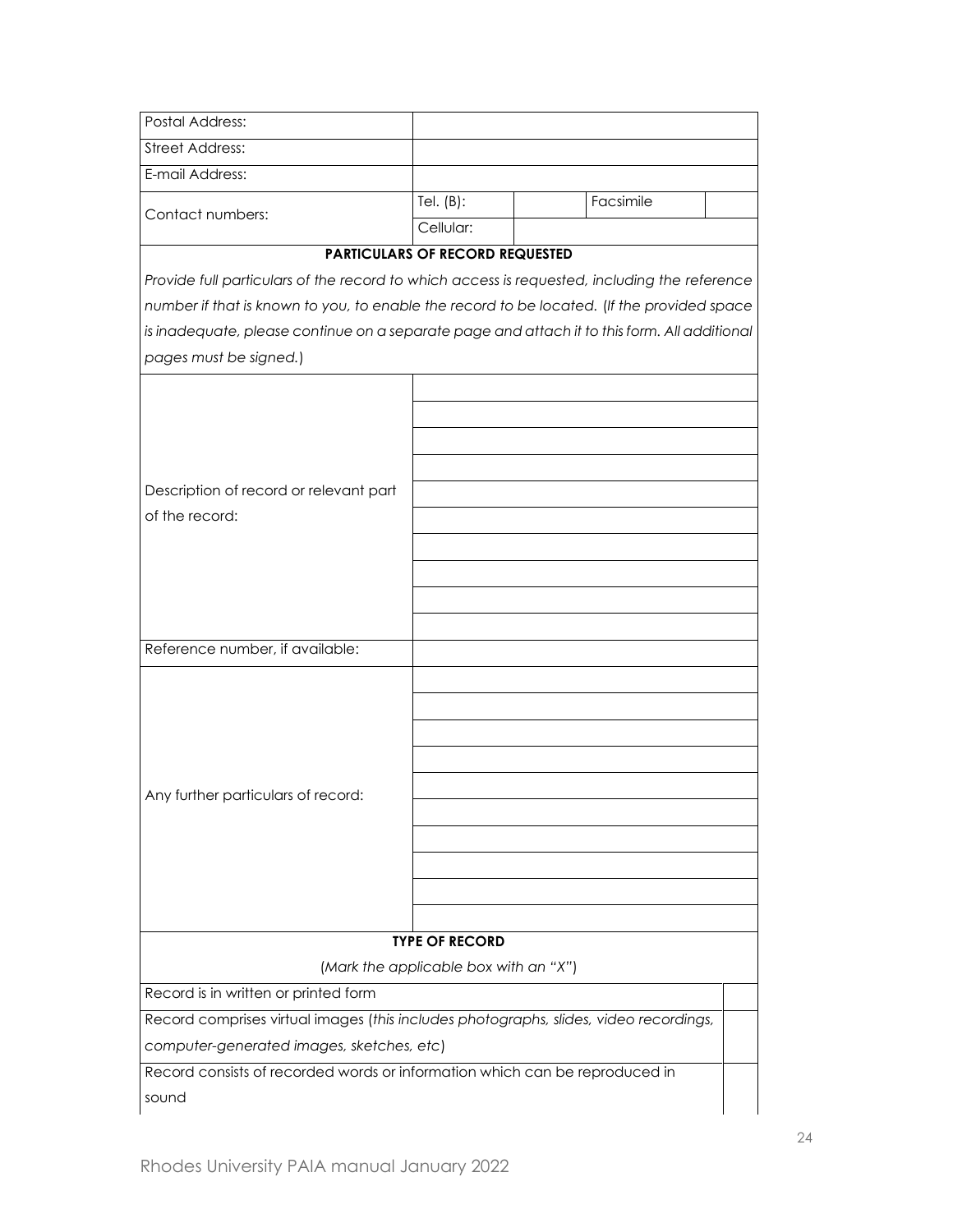| | | | | |
|---|---|---|---|---|
| Postal Address: | | | | |
| Street Address: | | | | |
| E-mail Address: | | | | |
| Contact numbers: | Tel. (B): | | Facsimile | |
| | Cellular: | | | |

**PARTICULARS OF RECORD REQUESTED**

*Provide full particulars of the record to which access is requested, including the reference number if that is known to you, to enable the record to be located. (If the provided space is inadequate, please continue on a separate page and attach it to this form. All additional pages must be signed.)*

| | |
|---|---|
| Description of record or relevant part of the record: | |
| | |
| | |
| | |
| | |
| | |
| | |
| | |
| | |
| | |
| Reference number, if available: | |
| Any further particulars of record: | |
| | |
| | |
| | |
| | |
| | |
| | |
| | |
| | |
| | |

**TYPE OF RECORD**

(*Mark the applicable box with an "X"*)

| | |
|---|---|
| Record is in written or printed form | |
| Record comprises virtual images (*this includes photographs, slides, video recordings, computer-generated images, sketches, etc*) | |
| Record consists of recorded words or information which can be reproduced in sound | |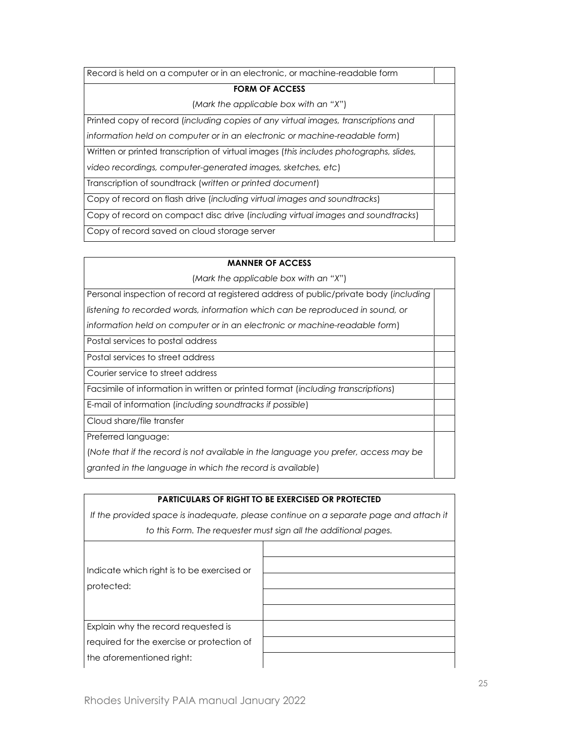| Record is held on a computer or in an electronic, or machine-readable form | |
|---|---|
| **FORM OF ACCESS** | |
| (*Mark the applicable box with an "X"*) | |
| Printed copy of record (*including copies of any virtual images, transcriptions and information held on computer or in an electronic or machine-readable form*) | |
| Written or printed transcription of virtual images (*this includes photographs, slides, video recordings, computer-generated images, sketches, etc*) | |
| Transcription of soundtrack (*written or printed document*) | |
| Copy of record on flash drive (*including virtual images and soundtracks*) | |
| Copy of record on compact disc drive (*including virtual images and soundtracks*) | |
| Copy of record saved on cloud storage server | |

| **MANNER OF ACCESS** | |
|---|---|
| (*Mark the applicable box with an "X"*) | |
| Personal inspection of record at registered address of public/private body (*including listening to recorded words, information which can be reproduced in sound, or information held on computer or in an electronic or machine-readable form*) | |
| Postal services to postal address | |
| Postal services to street address | |
| Courier service to street address | |
| Facsimile of information in written or printed format (*including transcriptions*) | |
| E-mail of information (*including soundtracks if possible*) | |
| Cloud share/file transfer | |
| Preferred language: (*Note that if the record is not available in the language you prefer, access may be granted in the language in which the record is available*) | |

| **PARTICULARS OF RIGHT TO BE EXERCISED OR PROTECTED** | |
|---|---|
| *If the provided space is inadequate, please continue on a separate page and attach it to this Form. The requester must sign all the additional pages.* | |
| Indicate which right is to be exercised or protected: | |
| Explain why the record requested is required for the exercise or protection of the aforementioned right: | |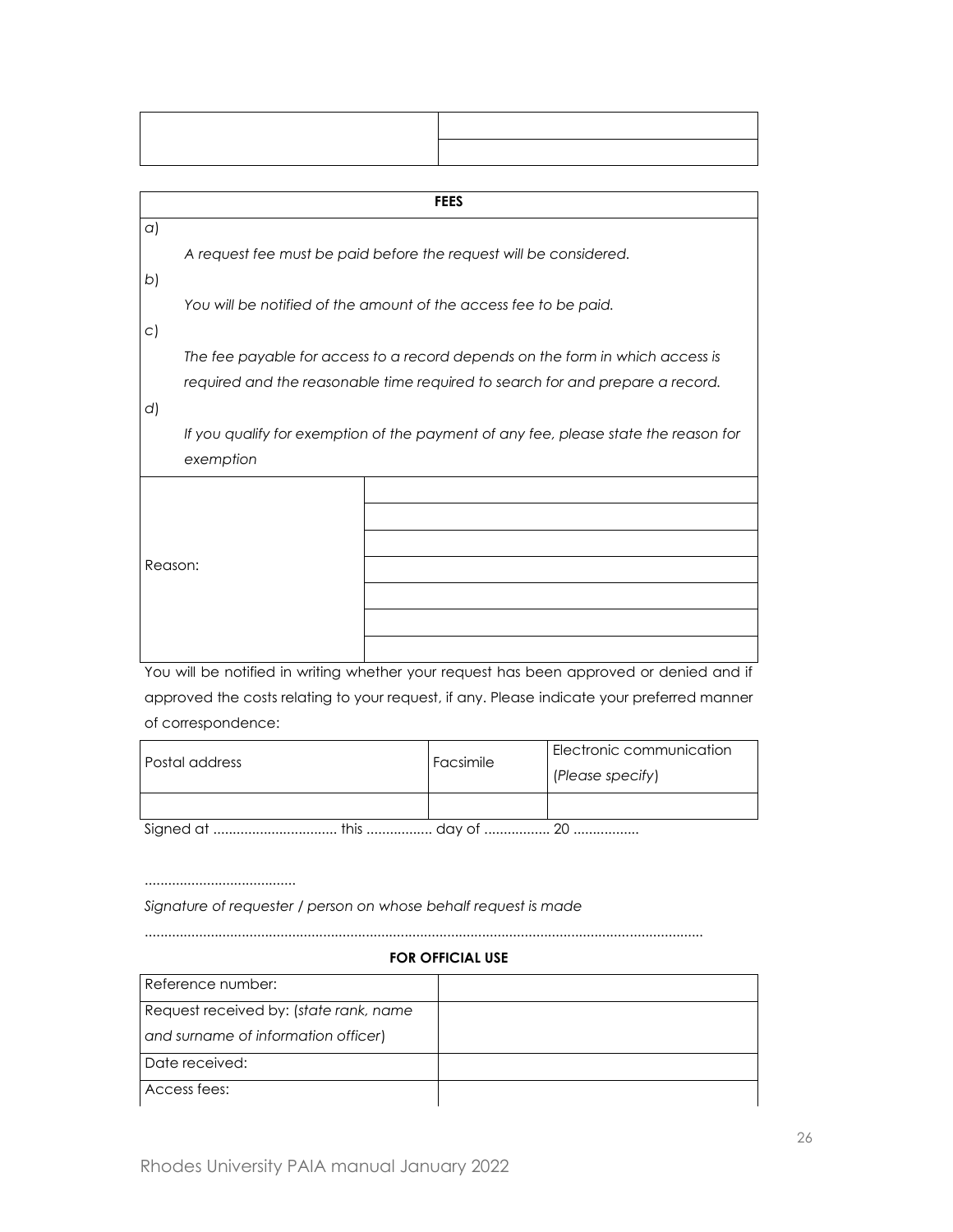| | |
|---|---|
| | |
| | |

| FEES |
|---|
| a) *A request fee must be paid before the request will be considered.* |
| b) *You will be notified of the amount of the access fee to be paid.* |
| c) *The fee payable for access to a record depends on the form in which access is required and the reasonable time required to search for and prepare a record.* |
| d) *If you qualify for exemption of the payment of any fee, please state the reason for exemption* |

| | |
|---|---|
| Reason: | |
| | |
| | |
| | |
| | |
| | |
| | |

You will be notified in writing whether your request has been approved or denied and if approved the costs relating to your request, if any. Please indicate your preferred manner of correspondence:

| Postal address | Facsimile | Electronic communication (*Please specify*) |
|---|---|---|
| | | |

Signed at ................................ this ................. day of ................. 20 .................

.......................................

*Signature of requester / person on whose behalf request is made*

..............................................................................................................................................

**FOR OFFICIAL USE**

| | |
|---|---|
| Reference number: | |
| Request received by: (*state rank, name and surname of information officer*) | |
| Date received: | |
| Access fees: | |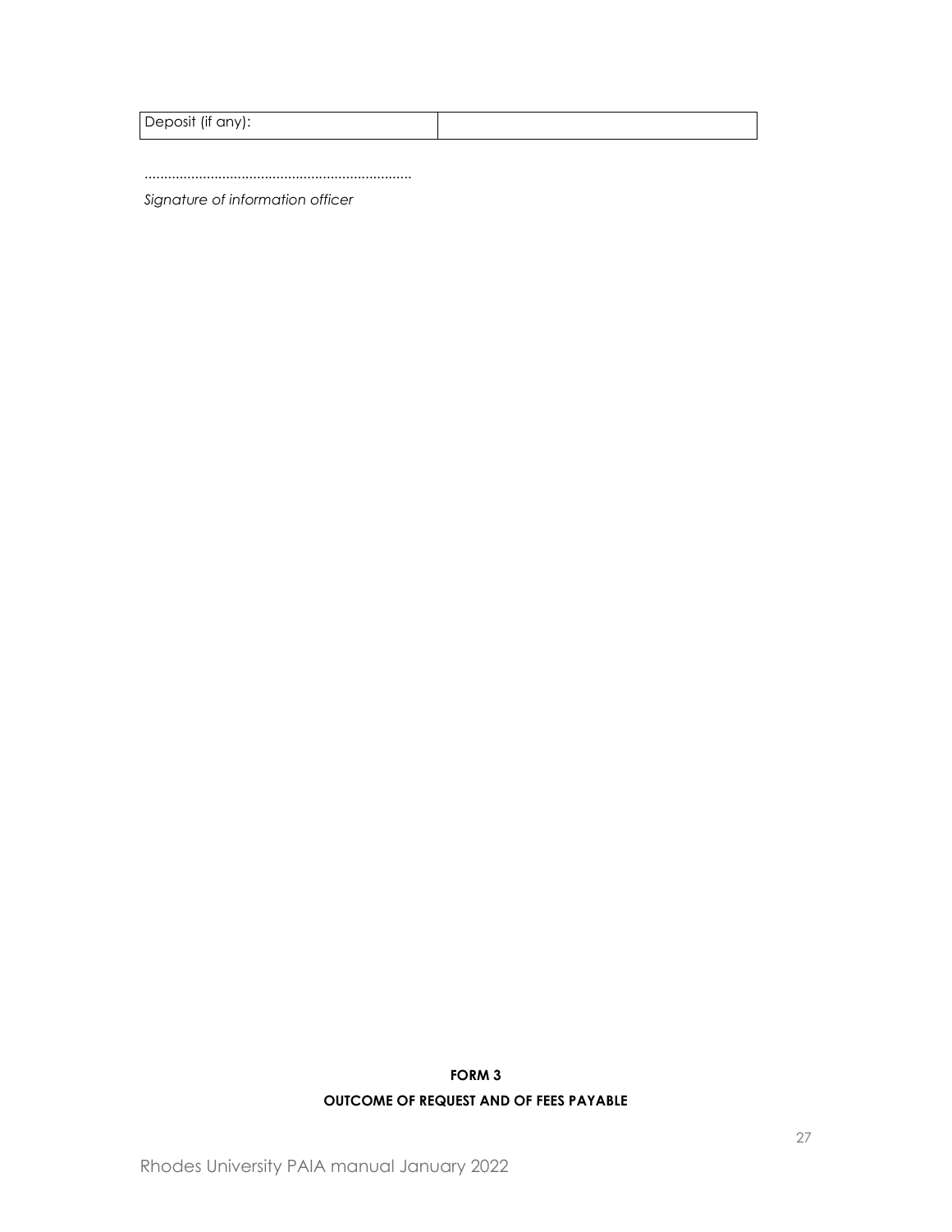| Deposit (if any): | |
| --- | --- |

....................................................................

*Signature of information officer*

**FORM 3**

**OUTCOME OF REQUEST AND OF FEES PAYABLE**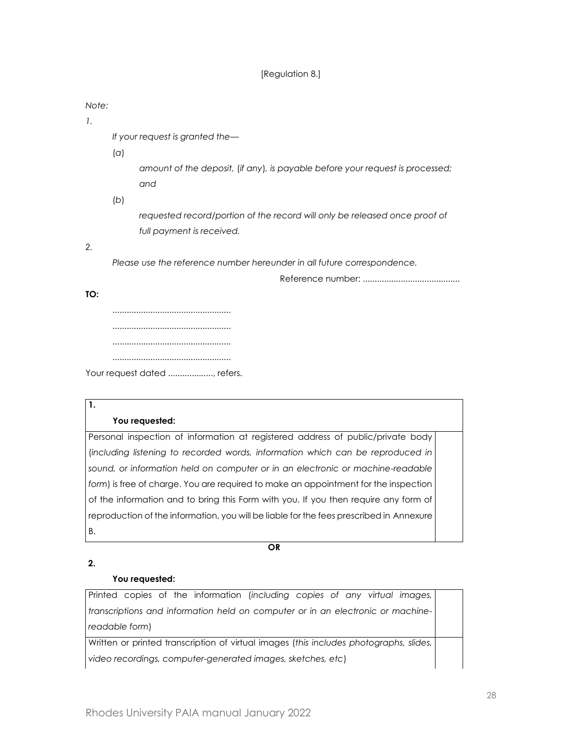[Regulation 8.]

*Note:*

*1.*

*If your request is granted the—*

*(a)* *amount of the deposit, (if any), is payable before your request is processed; and*

*(b)* *requested record/portion of the record will only be released once proof of full payment is received.*

*2.*

*Please use the reference number hereunder in all future correspondence.*

Reference number: .........................................

**TO:**

..................................................

..................................................

..................................................

..................................................

Your request dated ..................., refers.

**1.**

**You requested:**

| | |
|---|---|
| Personal inspection of information at registered address of public/private body (*including listening to recorded words, information which can be reproduced in sound, or information held on computer or in an electronic or machine-readable form*) is free of charge. You are required to make an appointment for the inspection of the information and to bring this Form with you. If you then require any form of reproduction of the information, you will be liable for the fees prescribed in Annexure B. | |

**OR**

**2.**

**You requested:**

| | |
|---|---|
| Printed copies of the information (*including copies of any virtual images, transcriptions and information held on computer or in an electronic or machine-readable form*) | |
| Written or printed transcription of virtual images (*this includes photographs, slides, video recordings, computer-generated images, sketches, etc*) | |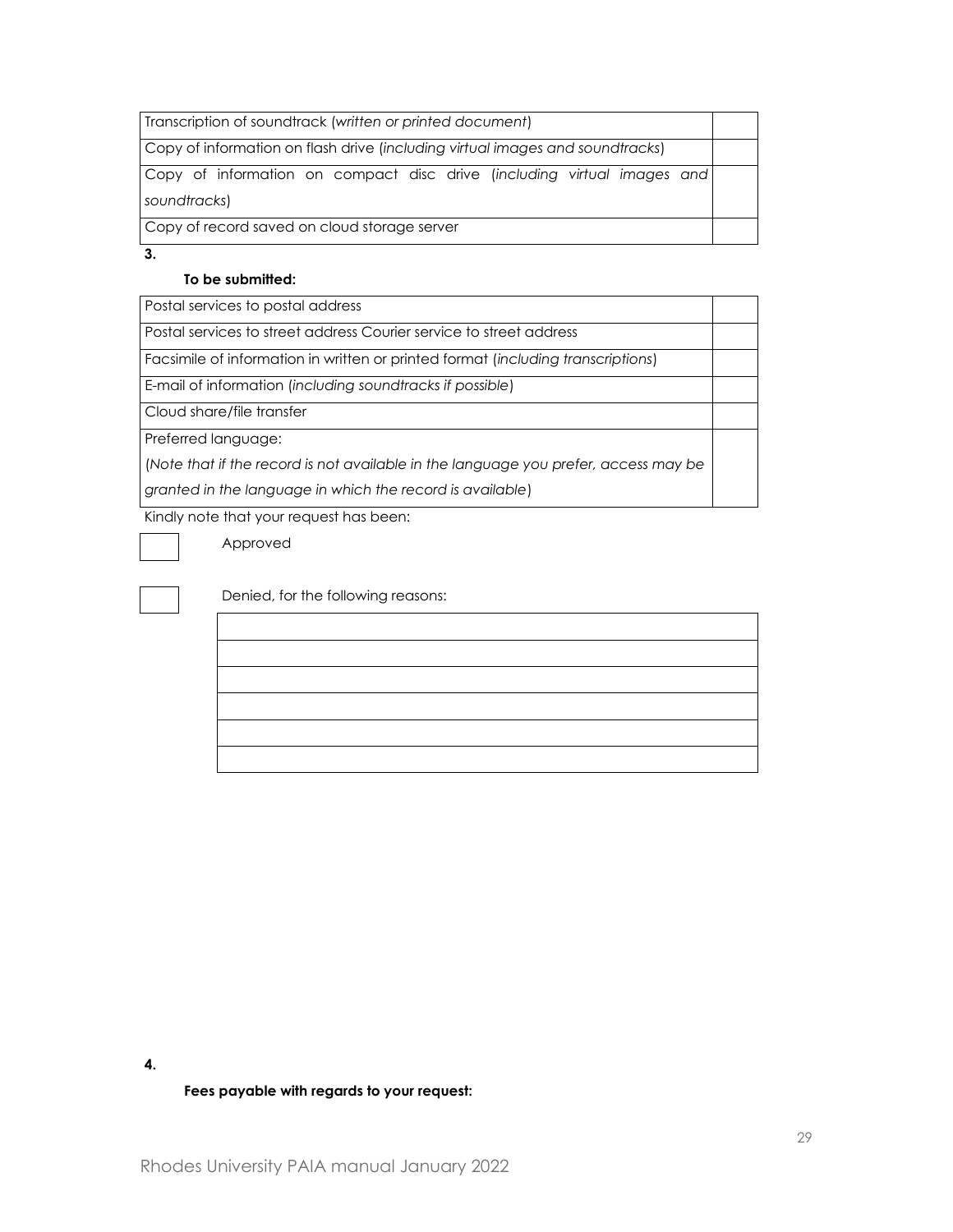| | |
|---|---|
| Transcription of soundtrack (*written or printed document*) | |
| Copy of information on flash drive (*including virtual images and soundtracks*) | |
| Copy of information on compact disc drive (*including virtual images and soundtracks*) | |
| Copy of record saved on cloud storage server | |

**3.**

**To be submitted:**

| | |
|---|---|
| Postal services to postal address | |
| Postal services to street address Courier service to street address | |
| Facsimile of information in written or printed format (*including transcriptions*) | |
| E-mail of information (*including soundtracks if possible*) | |
| Cloud share/file transfer | |
| Preferred language:<br>(*Note that if the record is not available in the language you prefer, access may be granted in the language in which the record is available*) | |

Kindly note that your request has been:

☐ Approved

☐ Denied, for the following reasons:

| |
|---|
| |
| |
| |
| |
| |
| |

**4.**

**Fees payable with regards to your request:**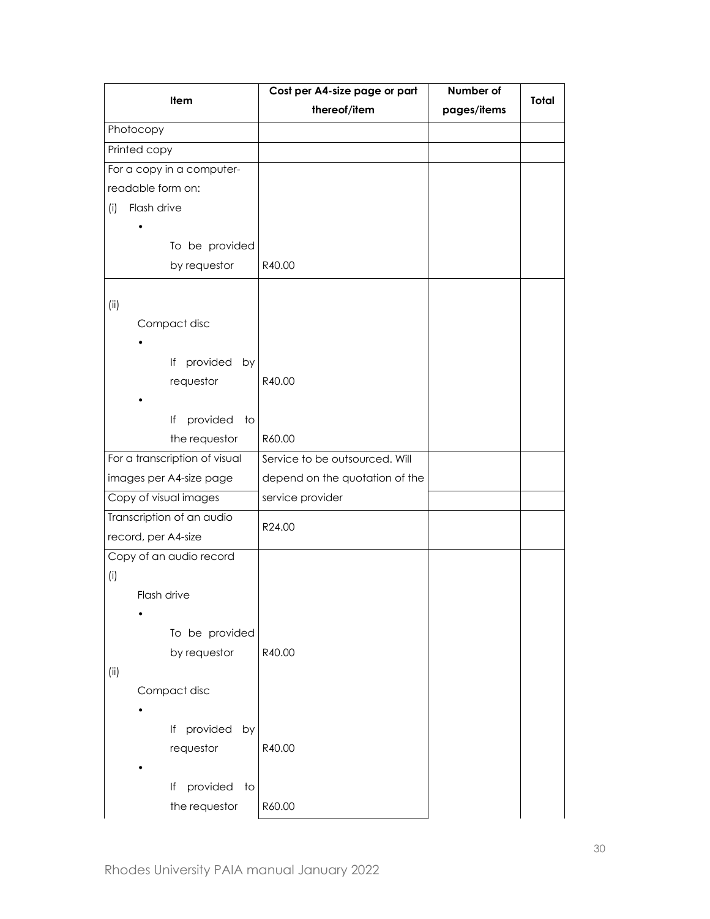| Item | Cost per A4-size page or part thereof/item | Number of pages/items | Total |
|---|---|---|---|
| Photocopy | | | |
| Printed copy | | | |
| For a copy in a computer-readable form on: (i) Flash drive • To be provided by requestor | R40.00 | | |
| (ii) Compact disc • If provided by requestor • If provided to the requestor | R40.00 R60.00 | | |
| For a transcription of visual images per A4-size page | Service to be outsourced. Will depend on the quotation of the service provider | | |
| Copy of visual images | | | |
| Transcription of an audio record, per A4-size | R24.00 | | |
| Copy of an audio record (i) Flash drive • To be provided by requestor (ii) Compact disc • If provided by requestor • If provided to the requestor | R40.00 R40.00 R60.00 | | |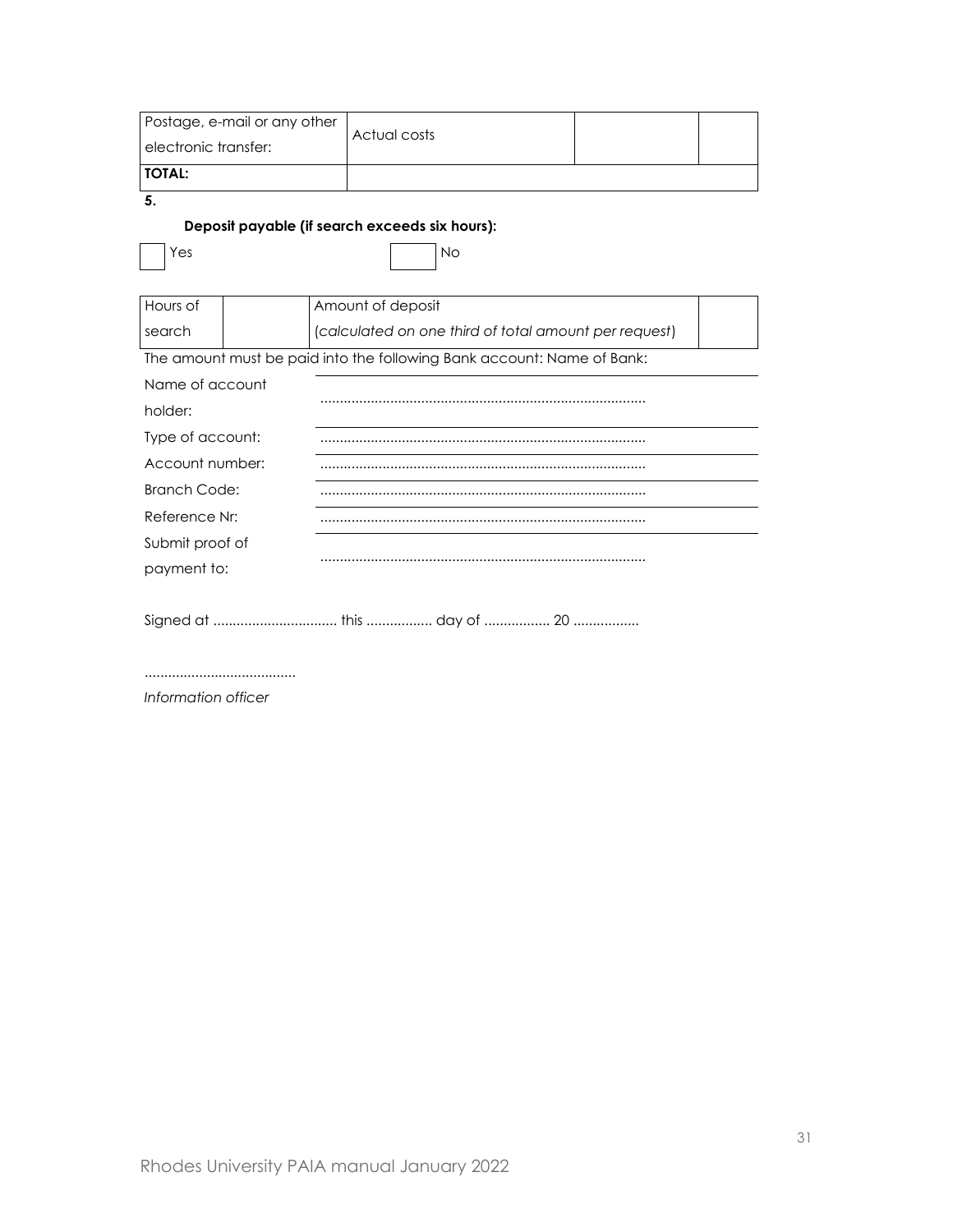| Postage, e-mail or any other electronic transfer: | Actual costs | | |
|---|---|---|---|
| **TOTAL:** | | | |

**5.**

**Deposit payable (if search exceeds six hours):**

☐ Yes ☐ No

| Hours of search | | Amount of deposit (*calculated on one third of total amount per request*) | |
|---|---|---|---|

The amount must be paid into the following Bank account: Name of Bank:

| | |
|---|---|
| Name of account holder: | ................................................................................... |
| Type of account: | ................................................................................... |
| Account number: | ................................................................................... |
| Branch Code: | ................................................................................... |
| Reference Nr: | ................................................................................... |
| Submit proof of payment to: | ................................................................................... |

Signed at ................................ this ................. day of ................. 20 .................

.......................................

*Information officer*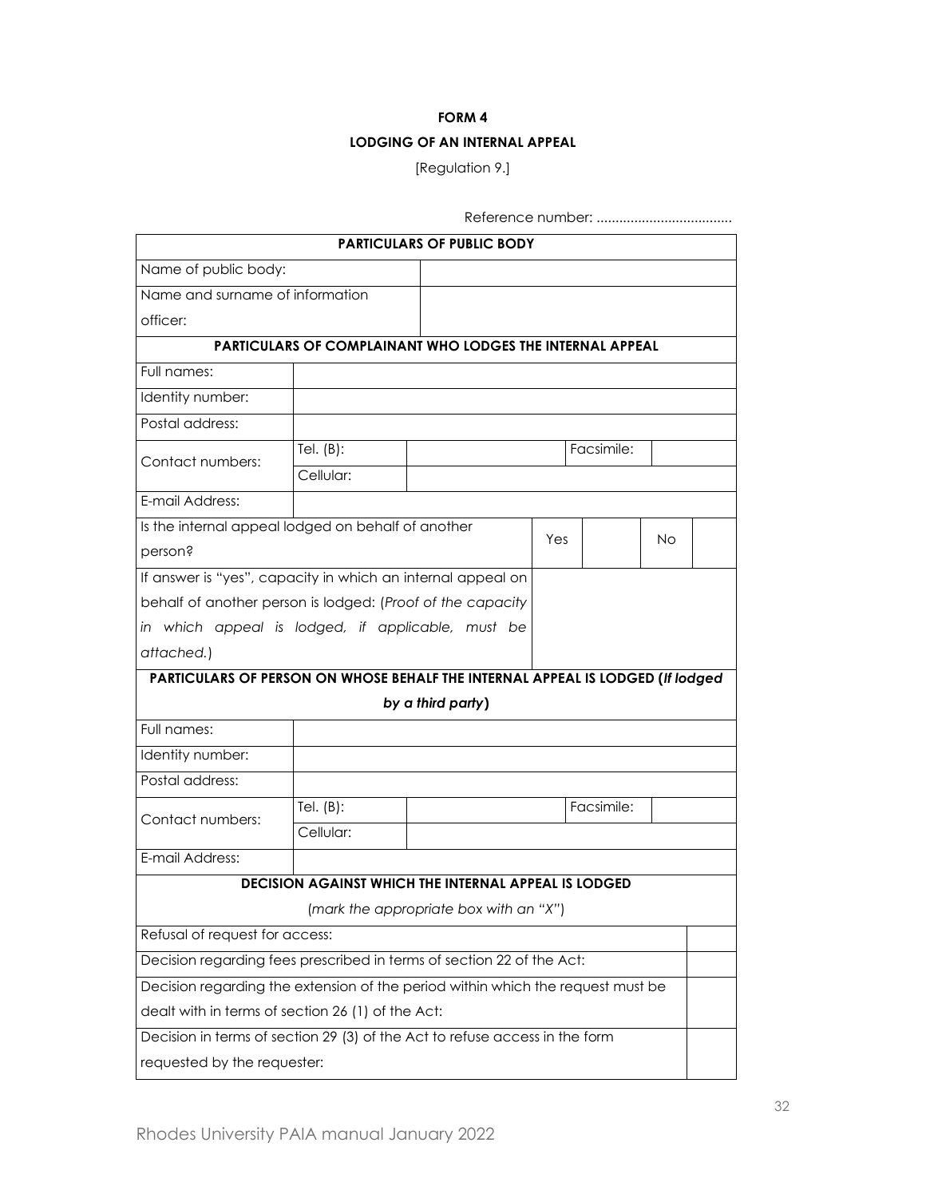**FORM 4**

**LODGING OF AN INTERNAL APPEAL**

[Regulation 9.]

Reference number: ....................................

| **PARTICULARS OF PUBLIC BODY** | | | | | | |
|---|---|---|---|---|---|---|
| Name of public body: | | | | | | |
| Name and surname of information officer: | | | | | | |
| **PARTICULARS OF COMPLAINANT WHO LODGES THE INTERNAL APPEAL** | | | | | | |
| Full names: | | | | | | |
| Identity number: | | | | | | |
| Postal address: | | | | | | |
| Contact numbers: | Tel. (B): | | | Facsimile: | | |
| | Cellular: | | | | | |
| E-mail Address: | | | | | | |
| Is the internal appeal lodged on behalf of another person? | | | Yes | | No | |
| If answer is "yes", capacity in which an internal appeal on behalf of another person is lodged: (*Proof of the capacity in which appeal is lodged, if applicable, must be attached.*) | | | | | | |
| **PARTICULARS OF PERSON ON WHOSE BEHALF THE INTERNAL APPEAL IS LODGED (*If lodged by a third party*)** | | | | | | |
| Full names: | | | | | | |
| Identity number: | | | | | | |
| Postal address: | | | | | | |
| Contact numbers: | Tel. (B): | | | Facsimile: | | |
| | Cellular: | | | | | |
| E-mail Address: | | | | | | |
| **DECISION AGAINST WHICH THE INTERNAL APPEAL IS LODGED** (*mark the appropriate box with an "X"*) | | | | | | |
| Refusal of request for access: | | | | | | |
| Decision regarding fees prescribed in terms of section 22 of the Act: | | | | | | |
| Decision regarding the extension of the period within which the request must be dealt with in terms of section 26 (1) of the Act: | | | | | | |
| Decision in terms of section 29 (3) of the Act to refuse access in the form requested by the requester: | | | | | | |

Rhodes University PAIA manual January 2022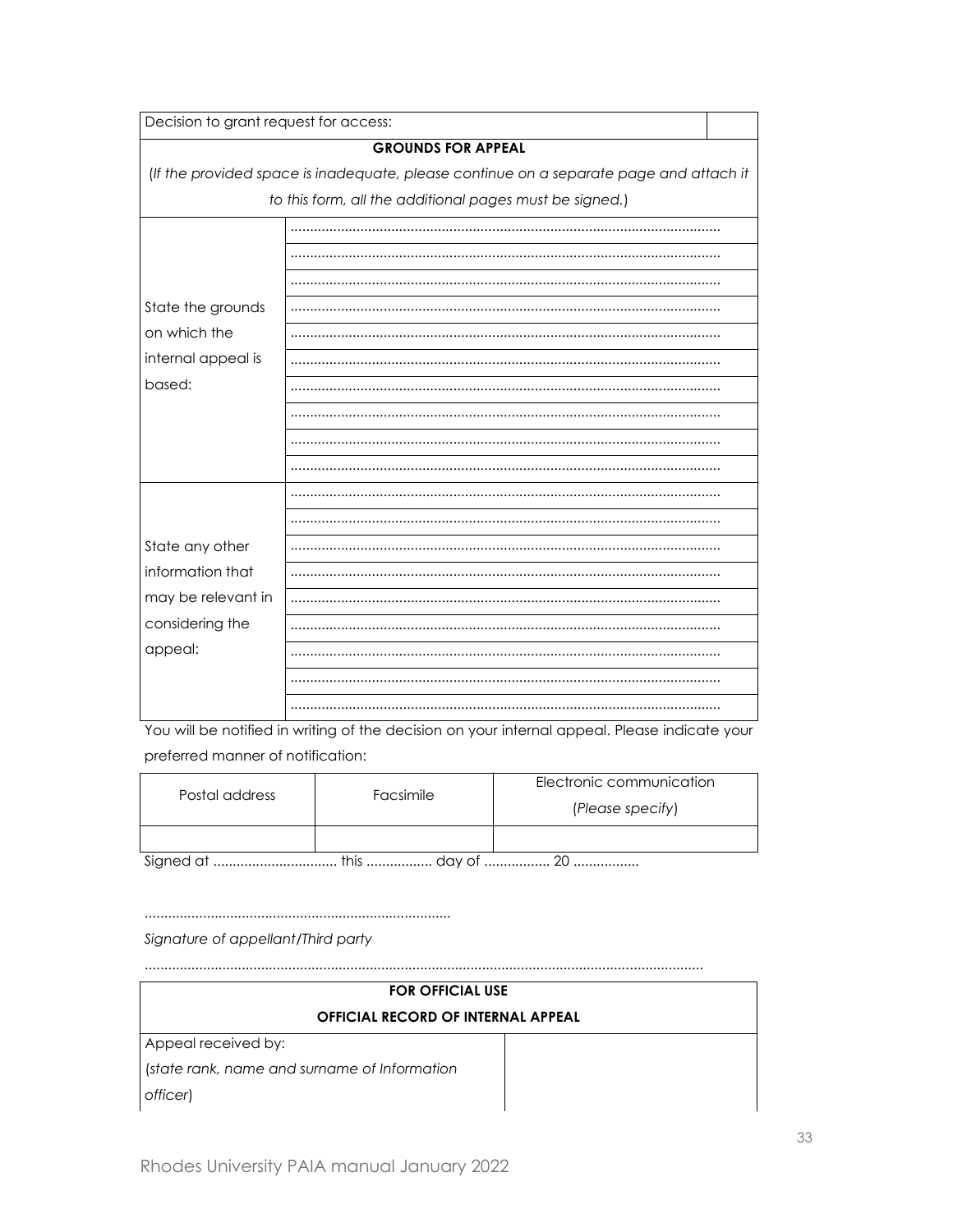| Decision to grant request for access: | |
|---|---|

| **GROUNDS FOR APPEAL** | |
|---|---|
| *(If the provided space is inadequate, please continue on a separate page and attach it to this form, all the additional pages must be signed.)* | |
| State the grounds on which the internal appeal is based: | ............................................................................................................ |
| | ............................................................................................................ |
| | ............................................................................................................ |
| | ............................................................................................................ |
| | ............................................................................................................ |
| | ............................................................................................................ |
| | ............................................................................................................ |
| | ............................................................................................................ |
| | ............................................................................................................ |
| | ............................................................................................................ |
| State any other information that may be relevant in considering the appeal: | ............................................................................................................ |
| | ............................................................................................................ |
| | ............................................................................................................ |
| | ............................................................................................................ |
| | ............................................................................................................ |
| | ............................................................................................................ |
| | ............................................................................................................ |
| | ............................................................................................................ |
| | ............................................................................................................ |

You will be notified in writing of the decision on your internal appeal. Please indicate your preferred manner of notification:

| Postal address | Facsimile | Electronic communication (*Please specify*) |
|---|---|---|
| | | |

Signed at ................................ this ................ day of ................. 20 .................

..............................................................................

*Signature of appellant/Third party*

..............................................................................................................................................

| **FOR OFFICIAL USE**<br>**OFFICIAL RECORD OF INTERNAL APPEAL** | |
|---|---|
| Appeal received by:<br>(*state rank, name and surname of Information officer*) | |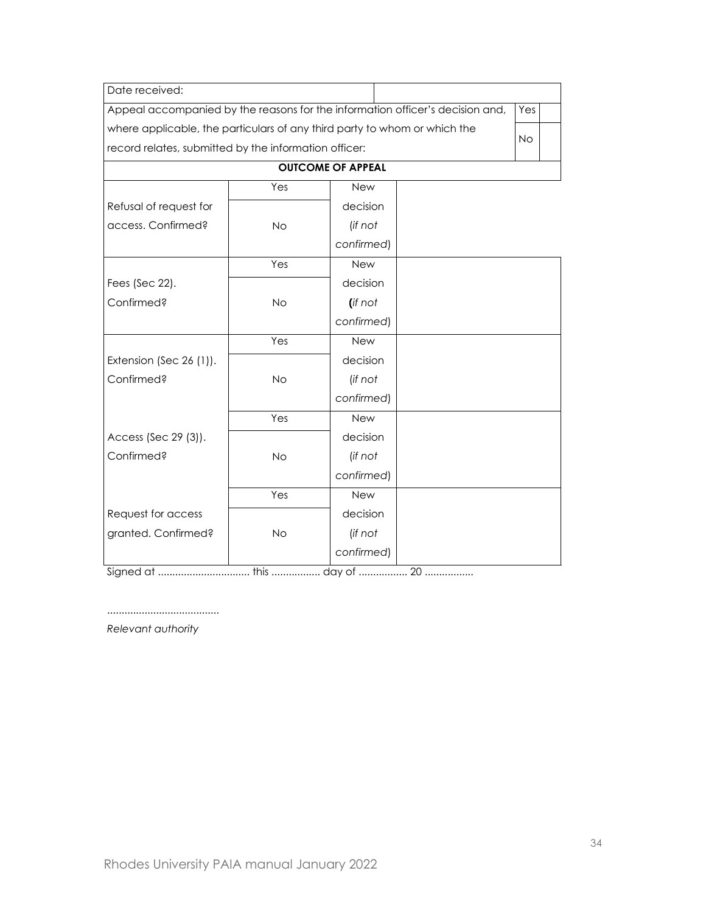| Date received: | | | | |
|---|---|---|---|---|
| Appeal accompanied by the reasons for the information officer's decision and, where applicable, the particulars of any third party to whom or which the record relates, submitted by the information officer: | | | Yes | |
| | | | No | |

| **OUTCOME OF APPEAL** | | | |
|---|---|---|---|
| Refusal of request for access. Confirmed? | Yes | New decision (*if not confirmed*) | |
| | No | | |
| Fees (Sec 22). Confirmed? | Yes | New decision (*if not confirmed*) | |
| | No | | |
| Extension (Sec 26 (1)). Confirmed? | Yes | New decision (*if not confirmed*) | |
| | No | | |
| Access (Sec 29 (3)). Confirmed? | Yes | New decision (*if not confirmed*) | |
| | No | | |
| Request for access granted. Confirmed? | Yes | New decision (*if not confirmed*) | |
| | No | | |

Signed at ................................ this ................. day of ................. 20 .................

.......................................

*Relevant authority*

Rhodes University PAIA manual January 2022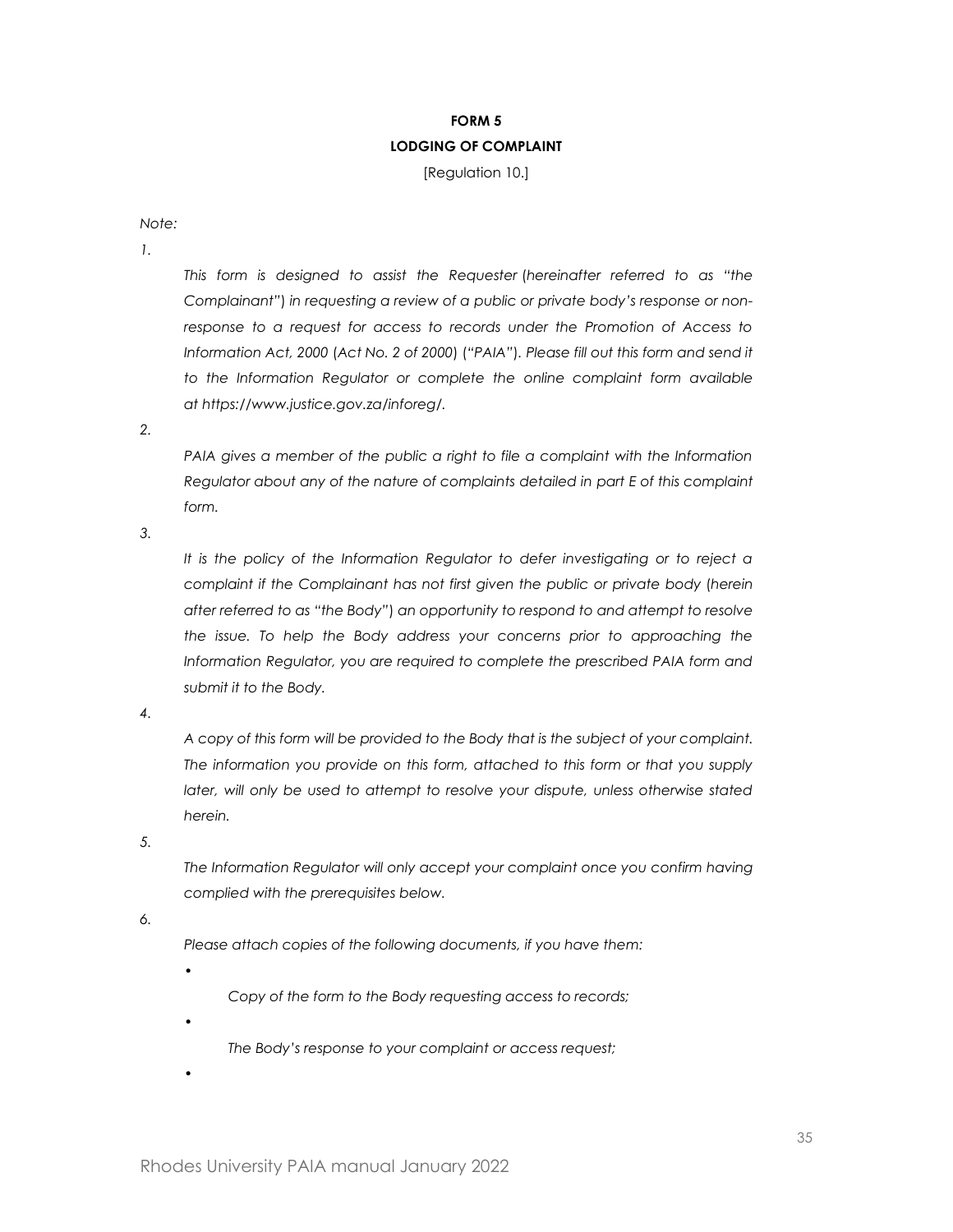**FORM 5**

**LODGING OF COMPLAINT**

[Regulation 10.]

*Note:*

1. *This form is designed to assist the Requester (hereinafter referred to as "the Complainant") in requesting a review of a public or private body's response or non-response to a request for access to records under the Promotion of Access to Information Act, 2000 (Act No. 2 of 2000) ("PAIA"). Please fill out this form and send it to the Information Regulator or complete the online complaint form available at https://www.justice.gov.za/inforeg/.*

2. *PAIA gives a member of the public a right to file a complaint with the Information Regulator about any of the nature of complaints detailed in part E of this complaint form.*

3. *It is the policy of the Information Regulator to defer investigating or to reject a complaint if the Complainant has not first given the public or private body (herein after referred to as "the Body") an opportunity to respond to and attempt to resolve the issue. To help the Body address your concerns prior to approaching the Information Regulator, you are required to complete the prescribed PAIA form and submit it to the Body.*

4. *A copy of this form will be provided to the Body that is the subject of your complaint. The information you provide on this form, attached to this form or that you supply later, will only be used to attempt to resolve your dispute, unless otherwise stated herein.*

5. *The Information Regulator will only accept your complaint once you confirm having complied with the prerequisites below.*

6. *Please attach copies of the following documents, if you have them:*
   - *Copy of the form to the Body requesting access to records;*
   - *The Body's response to your complaint or access request;*
   -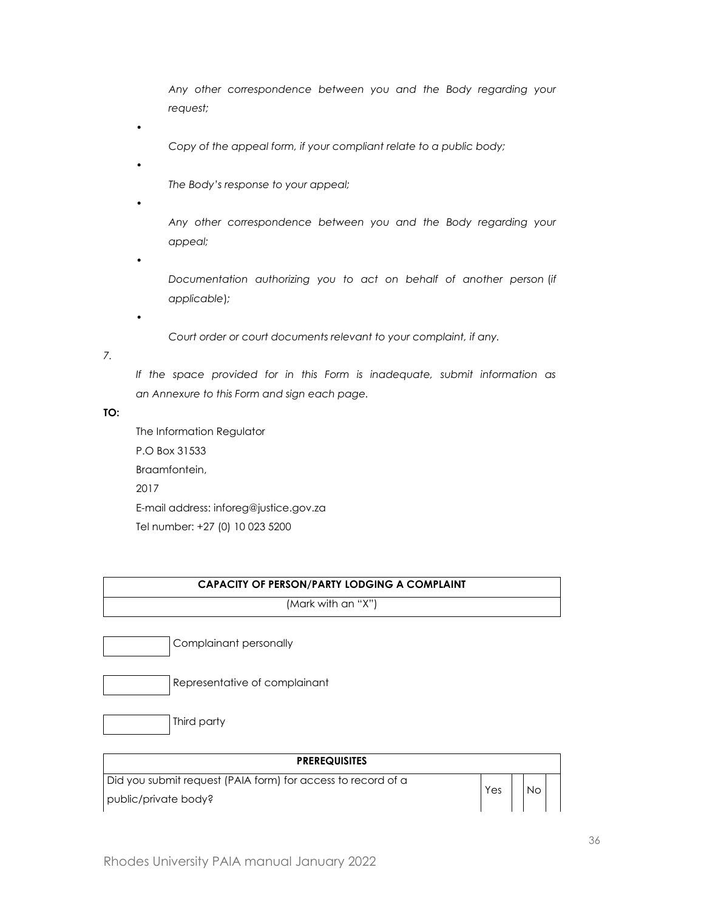- *Any other correspondence between you and the Body regarding your request;*
- *Copy of the appeal form, if your compliant relate to a public body;*
- *The Body's response to your appeal;*
- *Any other correspondence between you and the Body regarding your appeal;*
- *Documentation authorizing you to act on behalf of another person (if applicable);*
- *Court order or court documents relevant to your complaint, if any.*

*7. If the space provided for in this Form is inadequate, submit information as an Annexure to this Form and sign each page.*

**TO:**

The Information Regulator
P.O Box 31533
Braamfontein,
2017
E-mail address: inforeg@justice.gov.za
Tel number: +27 (0) 10 023 5200

| **CAPACITY OF PERSON/PARTY LODGING A COMPLAINT** |
|---|
| (Mark with an "X") |

| | |
|---|---|
| | Complainant personally |
| | Representative of complainant |
| | Third party |

| **PREREQUISITES** | | | | |
|---|---|---|---|---|
| Did you submit request (PAIA form) for access to record of a public/private body? | Yes | | No | |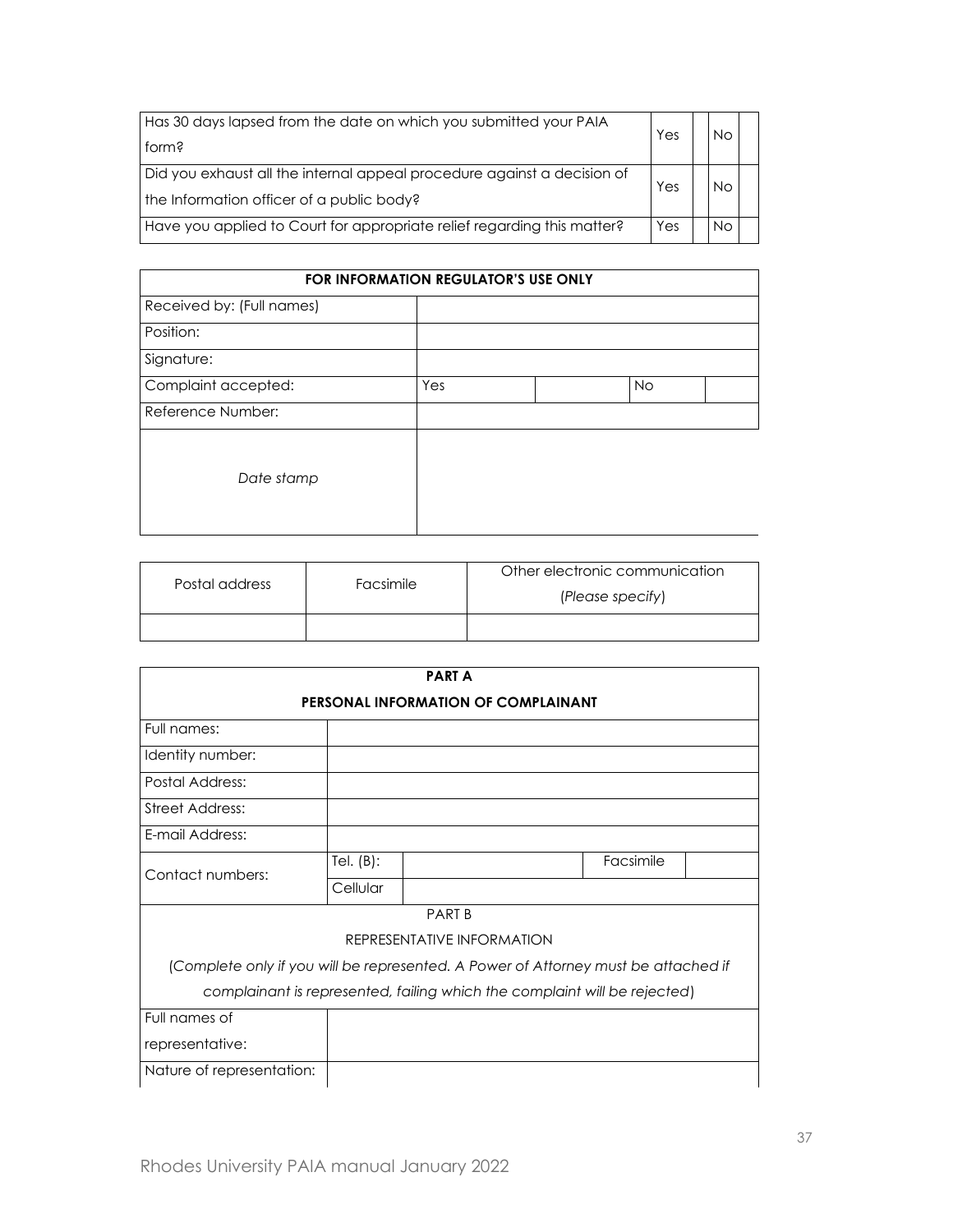| Has 30 days lapsed from the date on which you submitted your PAIA form? | Yes | | No | |
|---|---|---|---|---|
| Did you exhaust all the internal appeal procedure against a decision of the Information officer of a public body? | Yes | | No | |
| Have you applied to Court for appropriate relief regarding this matter? | Yes | | No | |

| **FOR INFORMATION REGULATOR'S USE ONLY** | | | | |
|---|---|---|---|---|
| Received by: (Full names) | | | | |
| Position: | | | | |
| Signature: | | | | |
| Complaint accepted: | Yes | | No | |
| Reference Number: | | | | |
| *Date stamp* | | | | |

| Postal address | Facsimile | Other electronic communication (*Please specify*) |
|---|---|---|
| | | |

| **PART A** | | | | |
|---|---|---|---|---|
| **PERSONAL INFORMATION OF COMPLAINANT** | | | | |
| Full names: | | | | |
| Identity number: | | | | |
| Postal Address: | | | | |
| Street Address: | | | | |
| E-mail Address: | | | | |
| Contact numbers: | Tel. (B): | | Facsimile | |
| | Cellular | | | |
| PART B | | | | |
| REPRESENTATIVE INFORMATION | | | | |
| (*Complete only if you will be represented. A Power of Attorney must be attached if complainant is represented, failing which the complaint will be rejected*) | | | | |
| Full names of representative: | | | | |
| Nature of representation: | | | | |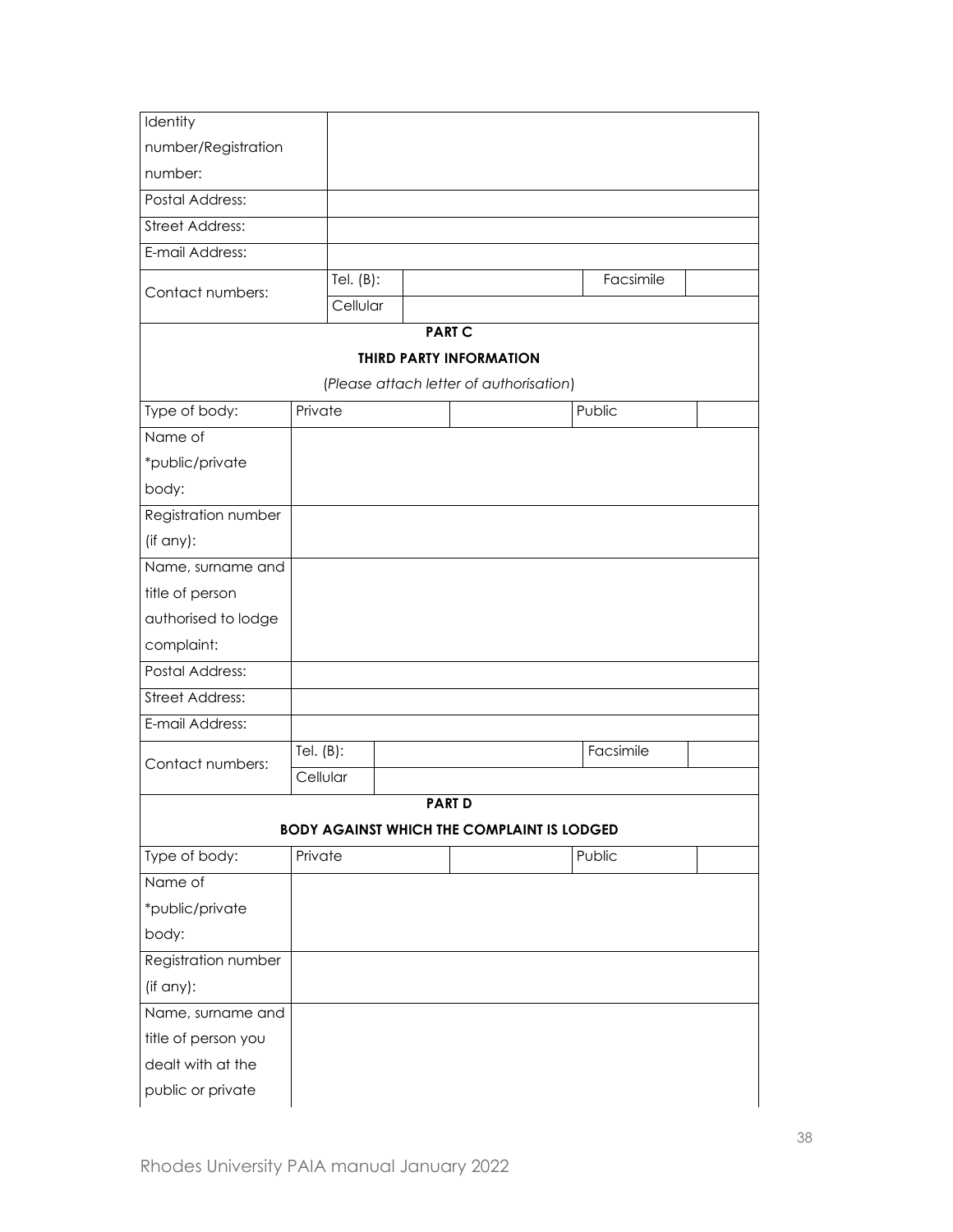| | | | | |
|---|---|---|---|---|
| Identity number/Registration number: | | | | |
| Postal Address: | | | | |
| Street Address: | | | | |
| E-mail Address: | | | | |
| Contact numbers: | Tel. (B): | | Facsimile | |
| | Cellular | | | |

**PART C**

**THIRD PARTY INFORMATION**

*(Please attach letter of authorisation)*

| | | | | |
|---|---|---|---|---|
| Type of body: | Private | | Public | |
| Name of *public/private body: | | | | |
| Registration number (if any): | | | | |
| Name, surname and title of person authorised to lodge complaint: | | | | |
| Postal Address: | | | | |
| Street Address: | | | | |
| E-mail Address: | | | | |
| Contact numbers: | Tel. (B): | | Facsimile | |
| | Cellular | | | |

**PART D**

**BODY AGAINST WHICH THE COMPLAINT IS LODGED**

| | | | | |
|---|---|---|---|---|
| Type of body: | Private | | Public | |
| Name of *public/private body: | | | | |
| Registration number (if any): | | | | |
| Name, surname and title of person you dealt with at the public or private | | | | |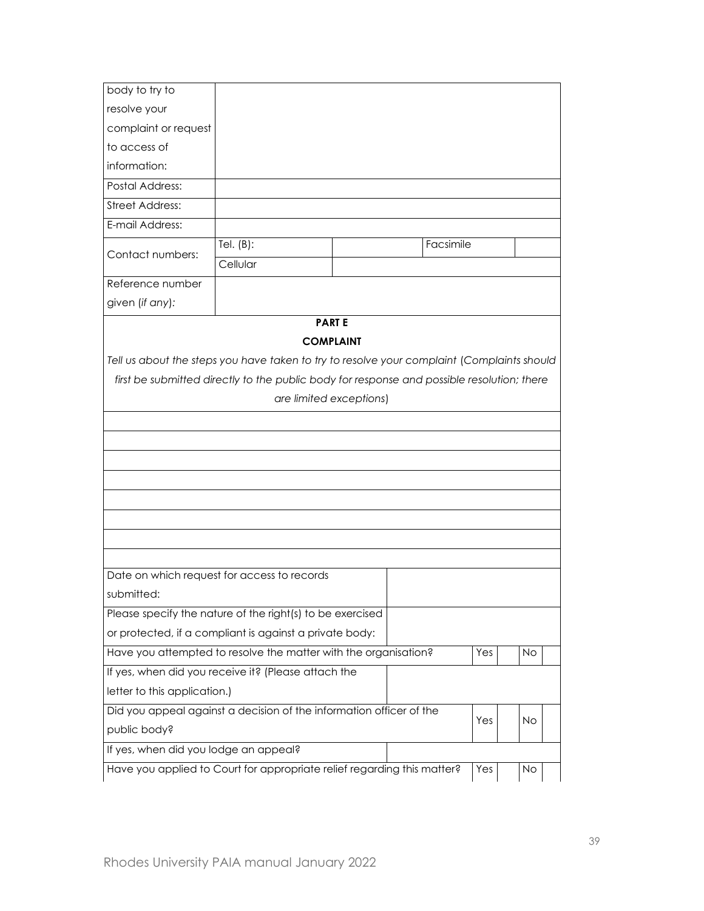| body to try to resolve your complaint or request to access of information: | | | | |
|---|---|---|---|---|
| Postal Address: | | | | |
| Street Address: | | | | |
| E-mail Address: | | | | |
| Contact numbers: | Tel. (B): | | Facsimile | |
| | Cellular | | | |
| Reference number given (*if any*): | | | | |

**PART E**

**COMPLAINT**

*Tell us about the steps you have taken to try to resolve your complaint (Complaints should first be submitted directly to the public body for response and possible resolution; there are limited exceptions)*

| | | | | |
|---|---|---|---|---|
| | | | | |
| | | | | |
| | | | | |
| | | | | |
| | | | | |
| | | | | |
| | | | | |
| | | | | |
| Date on which request for access to records submitted: | | | | |
| Please specify the nature of the right(s) to be exercised or protected, if a compliant is against a private body: | | | | |
| Have you attempted to resolve the matter with the organisation? | Yes | | No | |
| If yes, when did you receive it? (Please attach the letter to this application.) | | | | |
| Did you appeal against a decision of the information officer of the public body? | Yes | | No | |
| If yes, when did you lodge an appeal? | | | | |
| Have you applied to Court for appropriate relief regarding this matter? | Yes | | No | |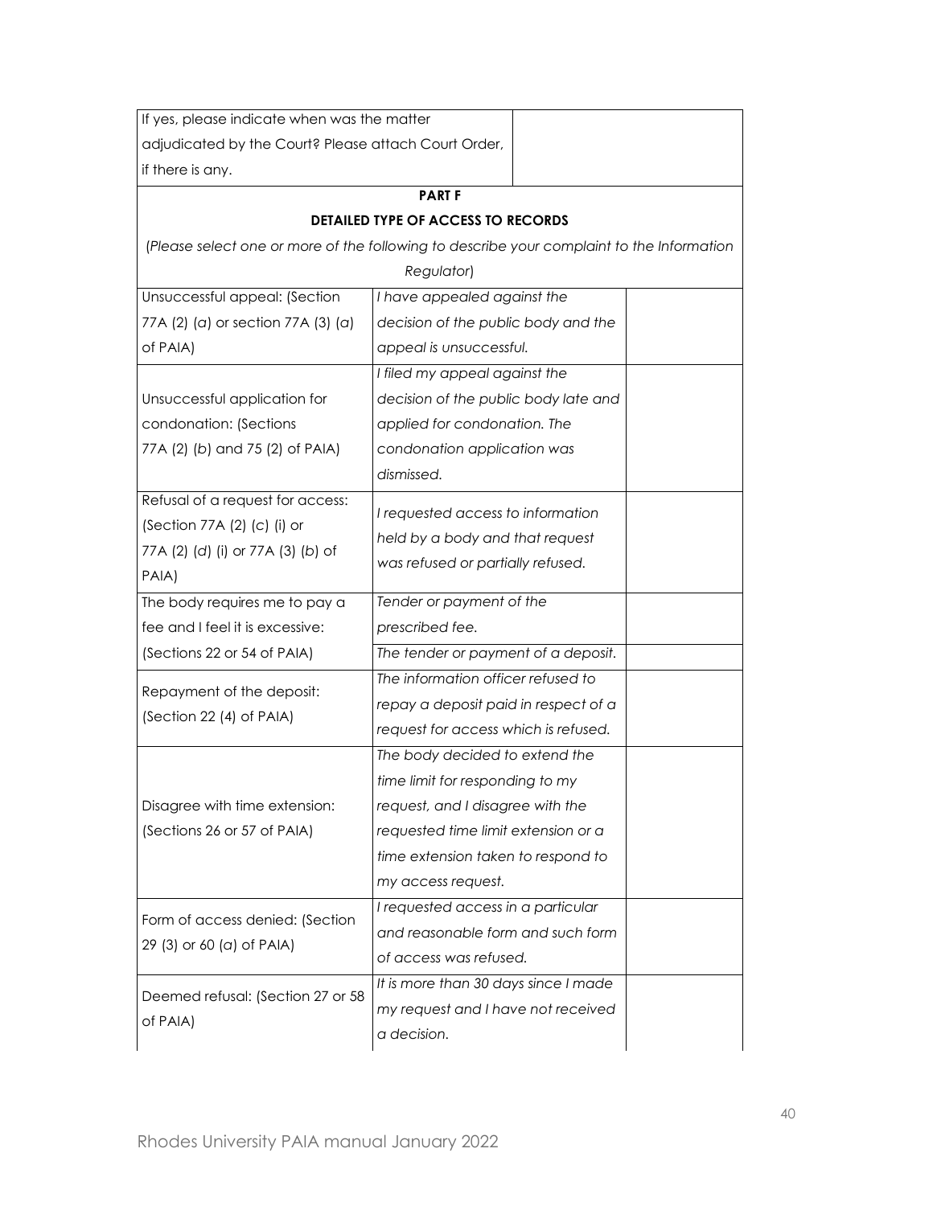| If yes, please indicate when was the matter adjudicated by the Court? Please attach Court Order, if there is any. | | |
|---|---|---|
| **PART F** | | |
| **DETAILED TYPE OF ACCESS TO RECORDS** | | |
| (*Please select one or more of the following to describe your complaint to the Information Regulator*) | | |
| Unsuccessful appeal: (Section 77A (2) (*a*) or section 77A (3) (*a*) of PAIA) | *I have appealed against the decision of the public body and the appeal is unsuccessful.* | |
| Unsuccessful application for condonation: (Sections 77A (2) (*b*) and 75 (2) of PAIA) | *I filed my appeal against the decision of the public body late and applied for condonation. The condonation application was dismissed.* | |
| Refusal of a request for access: (Section 77A (2) (*c*) (i) or 77A (2) (*d*) (i) or 77A (3) (*b*) of PAIA) | *I requested access to information held by a body and that request was refused or partially refused.* | |
| The body requires me to pay a fee and I feel it is excessive: (Sections 22 or 54 of PAIA) | *Tender or payment of the prescribed fee.* | |
| | *The tender or payment of a deposit.* | |
| Repayment of the deposit: (Section 22 (4) of PAIA) | *The information officer refused to repay a deposit paid in respect of a request for access which is refused.* | |
| Disagree with time extension: (Sections 26 or 57 of PAIA) | *The body decided to extend the time limit for responding to my request, and I disagree with the requested time limit extension or a time extension taken to respond to my access request.* | |
| Form of access denied: (Section 29 (3) or 60 (*a*) of PAIA) | *I requested access in a particular and reasonable form and such form of access was refused.* | |
| Deemed refusal: (Section 27 or 58 of PAIA) | *It is more than 30 days since I made my request and I have not received a decision.* | |

Rhodes University PAIA manual January 2022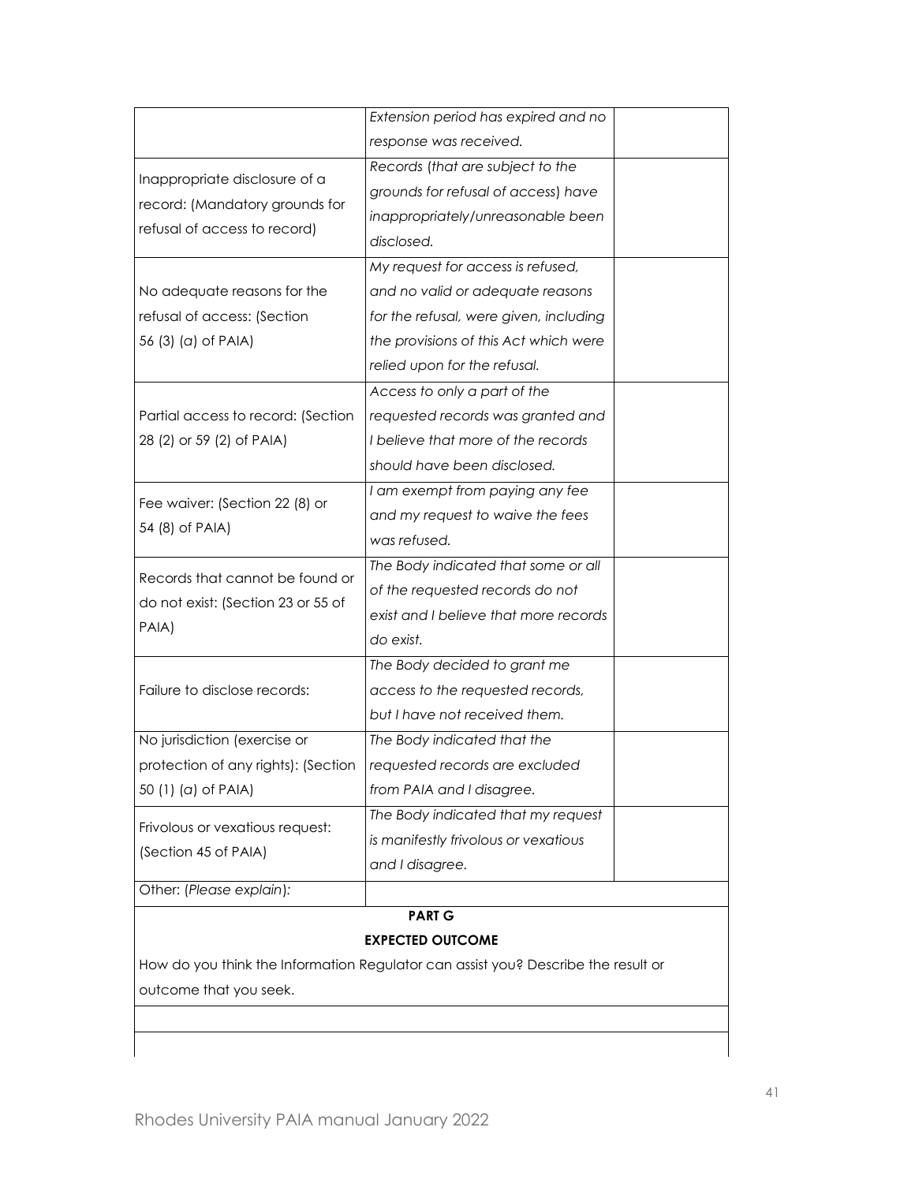| | | |
|---|---|---|
| | *Extension period has expired and no response was received.* | |
| Inappropriate disclosure of a record: (Mandatory grounds for refusal of access to record) | *Records (that are subject to the grounds for refusal of access) have inappropriately/unreasonable been disclosed.* | |
| No adequate reasons for the refusal of access: (Section 56 (3) (*a*) of PAIA) | *My request for access is refused, and no valid or adequate reasons for the refusal, were given, including the provisions of this Act which were relied upon for the refusal.* | |
| Partial access to record: (Section 28 (2) or 59 (2) of PAIA) | *Access to only a part of the requested records was granted and I believe that more of the records should have been disclosed.* | |
| Fee waiver: (Section 22 (8) or 54 (8) of PAIA) | *I am exempt from paying any fee and my request to waive the fees was refused.* | |
| Records that cannot be found or do not exist: (Section 23 or 55 of PAIA) | *The Body indicated that some or all of the requested records do not exist and I believe that more records do exist.* | |
| Failure to disclose records: | *The Body decided to grant me access to the requested records, but I have not received them.* | |
| No jurisdiction (exercise or protection of any rights): (Section 50 (1) (*a*) of PAIA) | *The Body indicated that the requested records are excluded from PAIA and I disagree.* | |
| Frivolous or vexatious request: (Section 45 of PAIA) | *The Body indicated that my request is manifestly frivolous or vexatious and I disagree.* | |
| Other: (*Please explain*): | | |

**PART G**

**EXPECTED OUTCOME**

How do you think the Information Regulator can assist you? Describe the result or outcome that you seek.

| |
|---|
| |
| |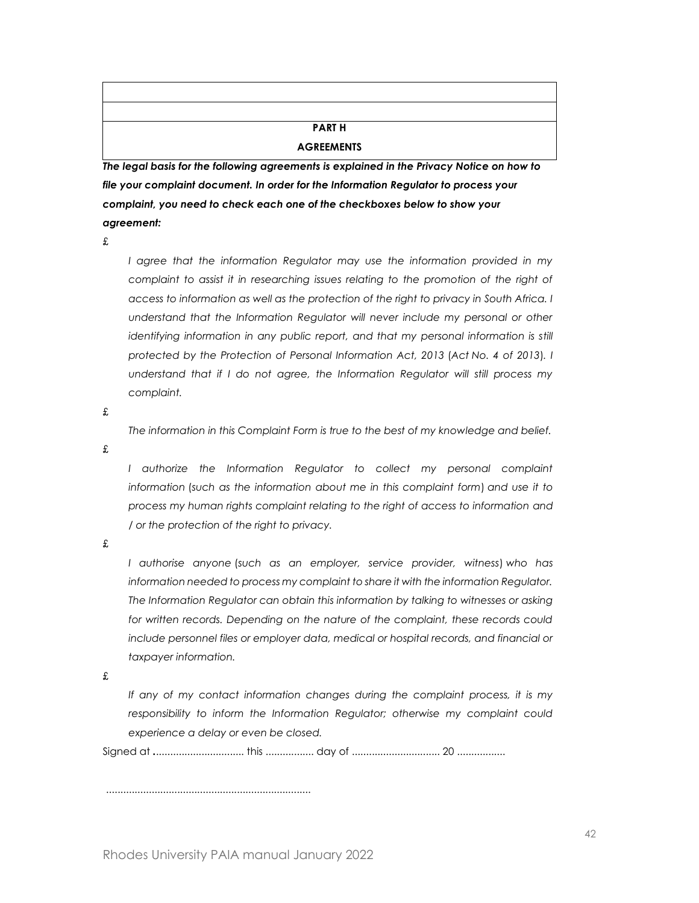**PART H**

**AGREEMENTS**

***The legal basis for the following agreements is explained in the Privacy Notice on how to file your complaint document. In order for the Information Regulator to process your complaint, you need to check each one of the checkboxes below to show your agreement:***

£

*I agree that the information Regulator may use the information provided in my complaint to assist it in researching issues relating to the promotion of the right of access to information as well as the protection of the right to privacy in South Africa. I understand that the Information Regulator will never include my personal or other identifying information in any public report, and that my personal information is still protected by the Protection of Personal Information Act, 2013 (Act No. 4 of 2013). I understand that if I do not agree, the Information Regulator will still process my complaint.*

£

*The information in this Complaint Form is true to the best of my knowledge and belief.*

£

*I authorize the Information Regulator to collect my personal complaint information (such as the information about me in this complaint form) and use it to process my human rights complaint relating to the right of access to information and / or the protection of the right to privacy.*

£

*I authorise anyone (such as an employer, service provider, witness) who has information needed to process my complaint to share it with the information Regulator. The Information Regulator can obtain this information by talking to witnesses or asking for written records. Depending on the nature of the complaint, these records could include personnel files or employer data, medical or hospital records, and financial or taxpayer information.*

£

*If any of my contact information changes during the complaint process, it is my responsibility to inform the Information Regulator; otherwise my complaint could experience a delay or even be closed.*

Signed at ................................ this ................. day of ............................... 20 .................

.......................................................................

Rhodes University PAIA manual January 2022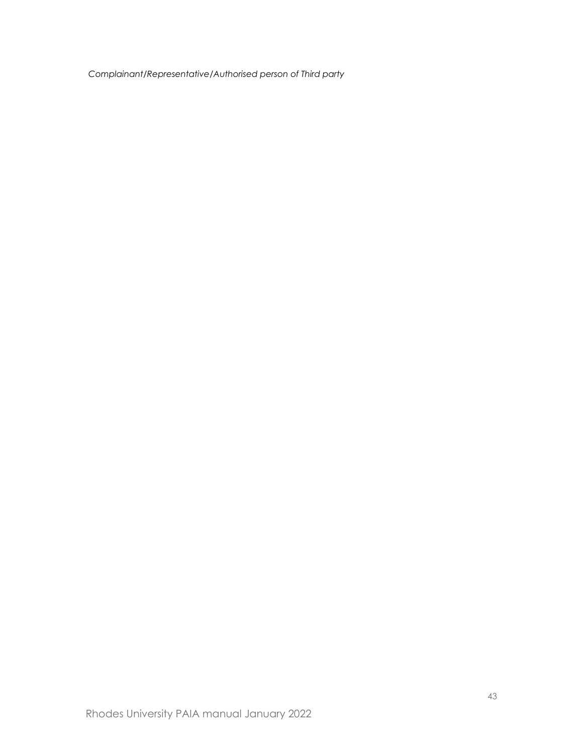*Complainant/Representative/Authorised person of Third party*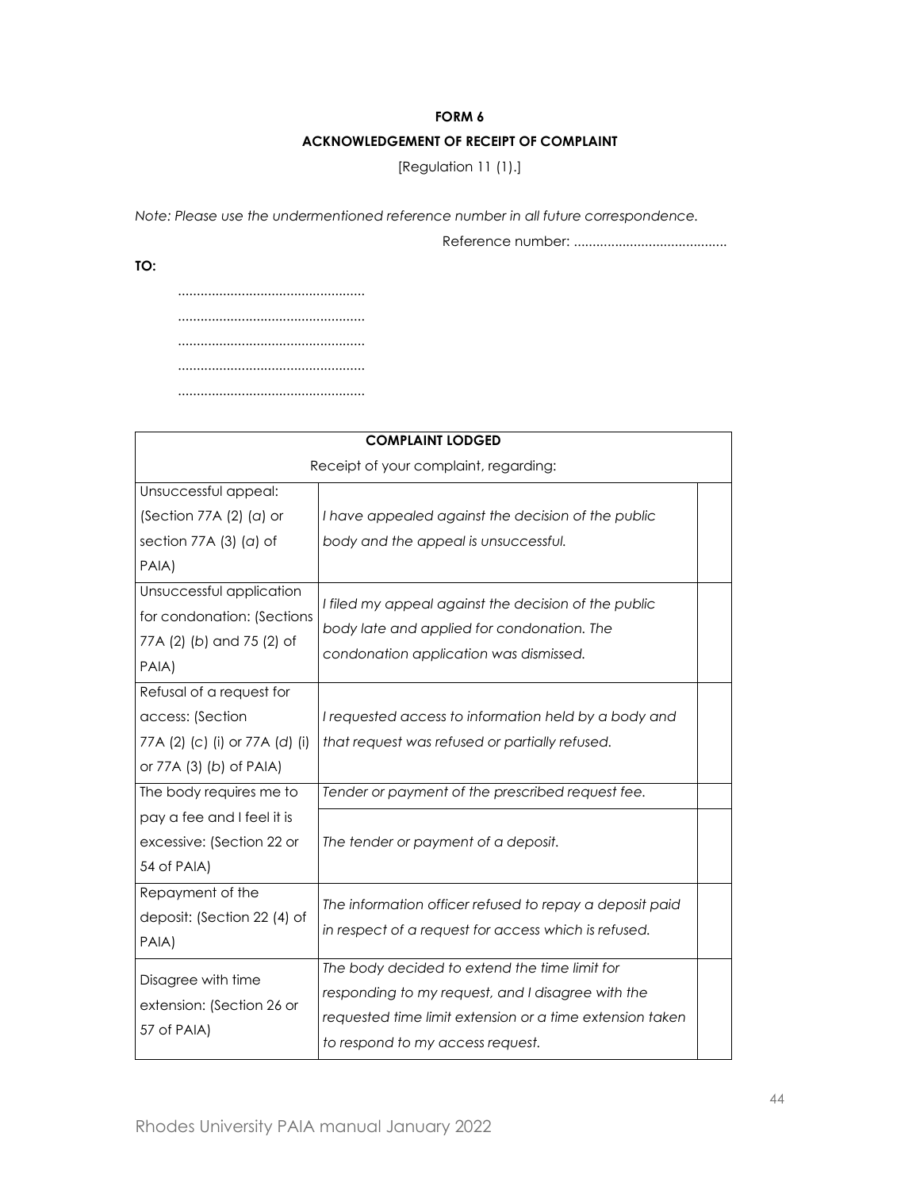**FORM 6**

**ACKNOWLEDGEMENT OF RECEIPT OF COMPLAINT**

[Regulation 11 (1).]

*Note: Please use the undermentioned reference number in all future correspondence.*

Reference number: .........................................

**TO:**

..................................................
..................................................
..................................................
..................................................
..................................................

| **COMPLAINT LODGED** | | |
|---|---|---|
| Receipt of your complaint, regarding: | | |
| Unsuccessful appeal: (Section 77A (2) (*a*) or section 77A (3) (*a*) of PAIA) | *I have appealed against the decision of the public body and the appeal is unsuccessful.* | |
| Unsuccessful application for condonation: (Sections 77A (2) (*b*) and 75 (2) of PAIA) | *I filed my appeal against the decision of the public body late and applied for condonation. The condonation application was dismissed.* | |
| Refusal of a request for access: (Section 77A (2) (*c*) (i) or 77A (*d*) (i) or 77A (3) (*b*) of PAIA) | *I requested access to information held by a body and that request was refused or partially refused.* | |
| The body requires me to pay a fee and I feel it is excessive: (Section 22 or 54 of PAIA) | *Tender or payment of the prescribed request fee.* | |
| | *The tender or payment of a deposit.* | |
| Repayment of the deposit: (Section 22 (4) of PAIA) | *The information officer refused to repay a deposit paid in respect of a request for access which is refused.* | |
| Disagree with time extension: (Section 26 or 57 of PAIA) | *The body decided to extend the time limit for responding to my request, and I disagree with the requested time limit extension or a time extension taken to respond to my access request.* | |

Rhodes University PAIA manual January 2022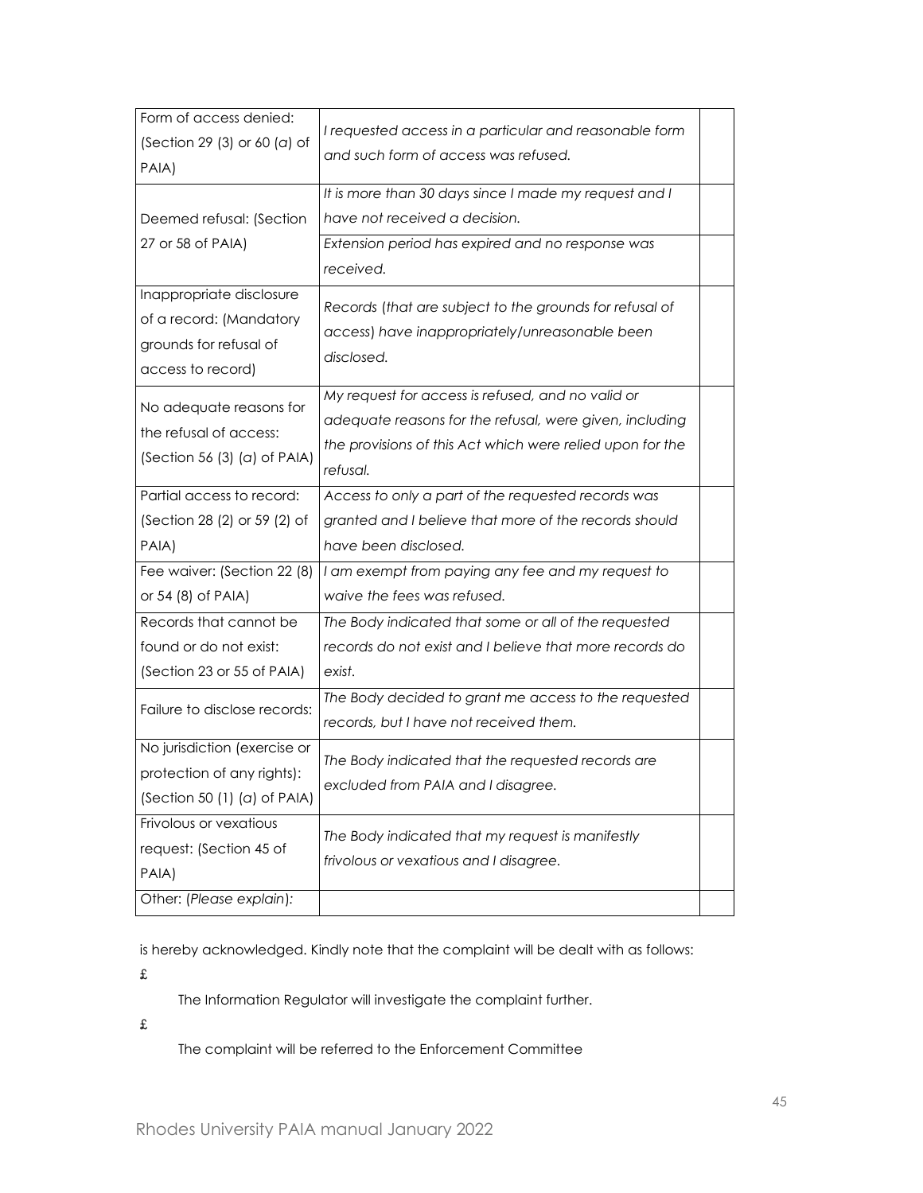| Form of access denied: (Section 29 (3) or 60 (*a*) of PAIA) | *I requested access in a particular and reasonable form and such form of access was refused.* | |
|---|---|---|
| Deemed refusal: (Section 27 or 58 of PAIA) | *It is more than 30 days since I made my request and I have not received a decision.* | |
| | *Extension period has expired and no response was received.* | |
| Inappropriate disclosure of a record: (Mandatory grounds for refusal of access to record) | *Records (that are subject to the grounds for refusal of access) have inappropriately/unreasonable been disclosed.* | |
| No adequate reasons for the refusal of access: (Section 56 (3) (*a*) of PAIA) | *My request for access is refused, and no valid or adequate reasons for the refusal, were given, including the provisions of this Act which were relied upon for the refusal.* | |
| Partial access to record: (Section 28 (2) or 59 (2) of PAIA) | *Access to only a part of the requested records was granted and I believe that more of the records should have been disclosed.* | |
| Fee waiver: (Section 22 (8) or 54 (8) of PAIA) | *I am exempt from paying any fee and my request to waive the fees was refused.* | |
| Records that cannot be found or do not exist: (Section 23 or 55 of PAIA) | *The Body indicated that some or all of the requested records do not exist and I believe that more records do exist.* | |
| Failure to disclose records: | *The Body decided to grant me access to the requested records, but I have not received them.* | |
| No jurisdiction (exercise or protection of any rights): (Section 50 (1) (*a*) of PAIA) | *The Body indicated that the requested records are excluded from PAIA and I disagree.* | |
| Frivolous or vexatious request: (Section 45 of PAIA) | *The Body indicated that my request is manifestly frivolous or vexatious and I disagree.* | |
| Other: (*Please explain*): | | |

is hereby acknowledged. Kindly note that the complaint will be dealt with as follows:

£

The Information Regulator will investigate the complaint further.

£

The complaint will be referred to the Enforcement Committee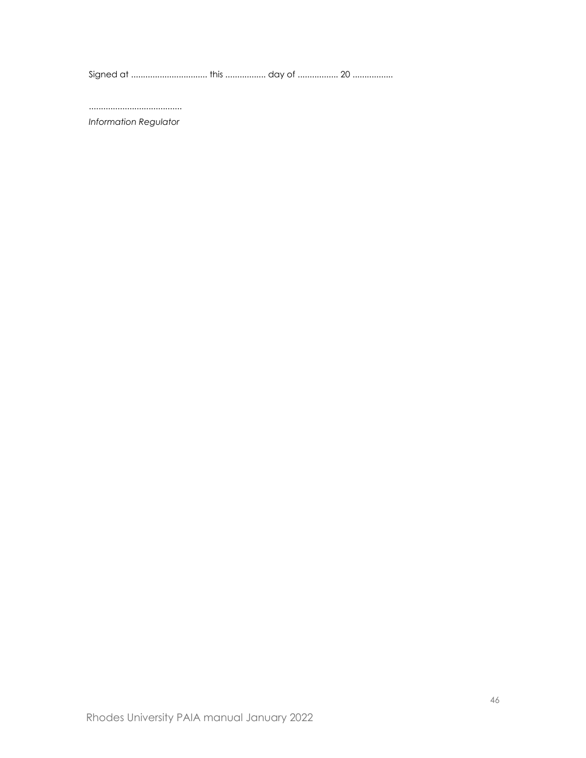Signed at ................................ this ................. day of ................. 20 .................

.......................................

*Information Regulator*